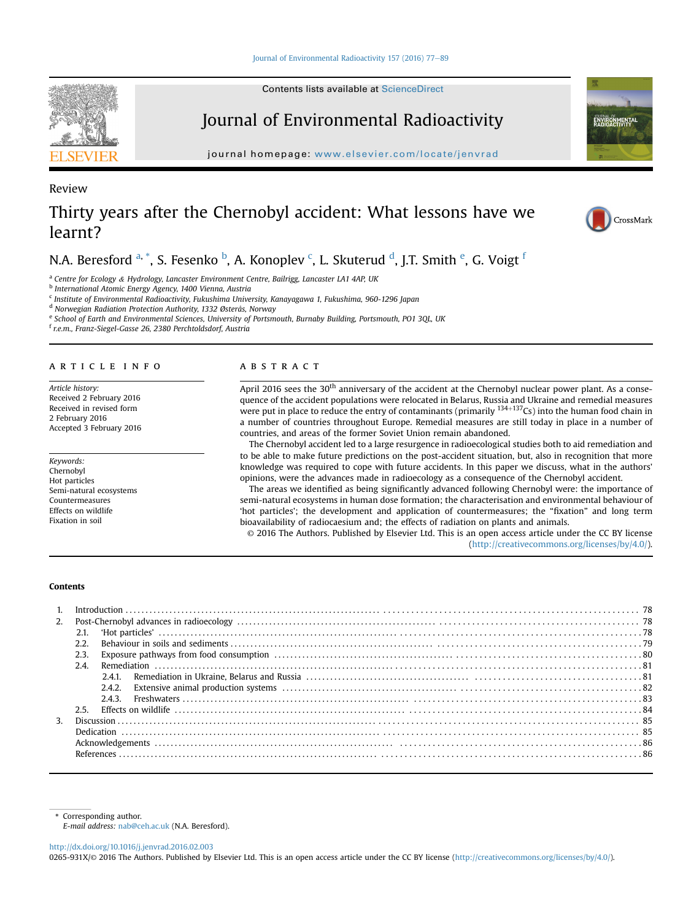Review

# Thirty years after the Chernobyl accident: What lessons have we learnt?

N.A. Beresford [a, *], S. Fesenko [b], A. Konoplev [c], L. Skuterud [d], J.T. Smith [e], G. Voigt [f]

[a] Centre for Ecology & Hydrology, Lancaster Environment Centre, Bailrigg, Lancaster LA1 4AP, UK
[b] International Atomic Energy Agency, 1400 Vienna, Austria
[c] Institute of Environmental Radioactivity, Fukushima University, Kanayagawa 1, Fukushima, 960-1296 Japan
[d] Norwegian Radiation Protection Authority, 1332 Østerås, Norway
[e] School of Earth and Environmental Sciences, University of Portsmouth, Burnaby Building, Portsmouth, PO1 3QL, UK
[f] r.e.m., Franz-Siegel-Gasse 26, 2380 Perchtoldsdorf, Austria

## ARTICLE INFO

*Article history:*
Received 2 February 2016
Received in revised form
2 February 2016
Accepted 3 February 2016

*Keywords:*
Chernobyl
Hot particles
Semi-natural ecosystems
Countermeasures
Effects on wildlife
Fixation in soil

## ABSTRACT

April 2016 sees the 30th anniversary of the accident at the Chernobyl nuclear power plant. As a consequence of the accident populations were relocated in Belarus, Russia and Ukraine and remedial measures were put in place to reduce the entry of contaminants (primarily $^{134+137}$Cs) into the human food chain in a number of countries throughout Europe. Remedial measures are still today in place in a number of countries, and areas of the former Soviet Union remain abandoned.

The Chernobyl accident led to a large resurgence in radioecological studies both to aid remediation and to be able to make future predictions on the post-accident situation, but, also in recognition that more knowledge was required to cope with future accidents. In this paper we discuss, what in the authors' opinions, were the advances made in radioecology as a consequence of the Chernobyl accident.

The areas we identified as being significantly advanced following Chernobyl were: the importance of semi-natural ecosystems in human dose formation; the characterisation and environmental behaviour of 'hot particles'; the development and application of countermeasures; the "fixation" and long term bioavailability of radiocaesium and; the effects of radiation on plants and animals.

© 2016 The Authors. Published by Elsevier Ltd. This is an open access article under the CC BY license (http://creativecommons.org/licenses/by/4.0/).

## Contents

1. Introduction ... 78
2. Post-Chernobyl advances in radioecology ... 78
   - 2.1. 'Hot particles' ... 78
   - 2.2. Behaviour in soils and sediments ... 79
   - 2.3. Exposure pathways from food consumption ... 80
   - 2.4. Remediation ... 81
     - 2.4.1. Remediation in Ukraine, Belarus and Russia ... 81
     - 2.4.2. Extensive animal production systems ... 82
     - 2.4.3. Freshwaters ... 83
   - 2.5. Effects on wildlife ... 84
3. Discussion ... 85
   - Dedication ... 85
   - Acknowledgements ... 86
   - References ... 86

\* Corresponding author.
*E-mail address:* nab@ceh.ac.uk (N.A. Beresford).

http://dx.doi.org/10.1016/j.jenvrad.2016.02.003
0265-931X/© 2016 The Authors. Published by Elsevier Ltd. This is an open access article under the CC BY license (http://creativecommons.org/licenses/by/4.0/).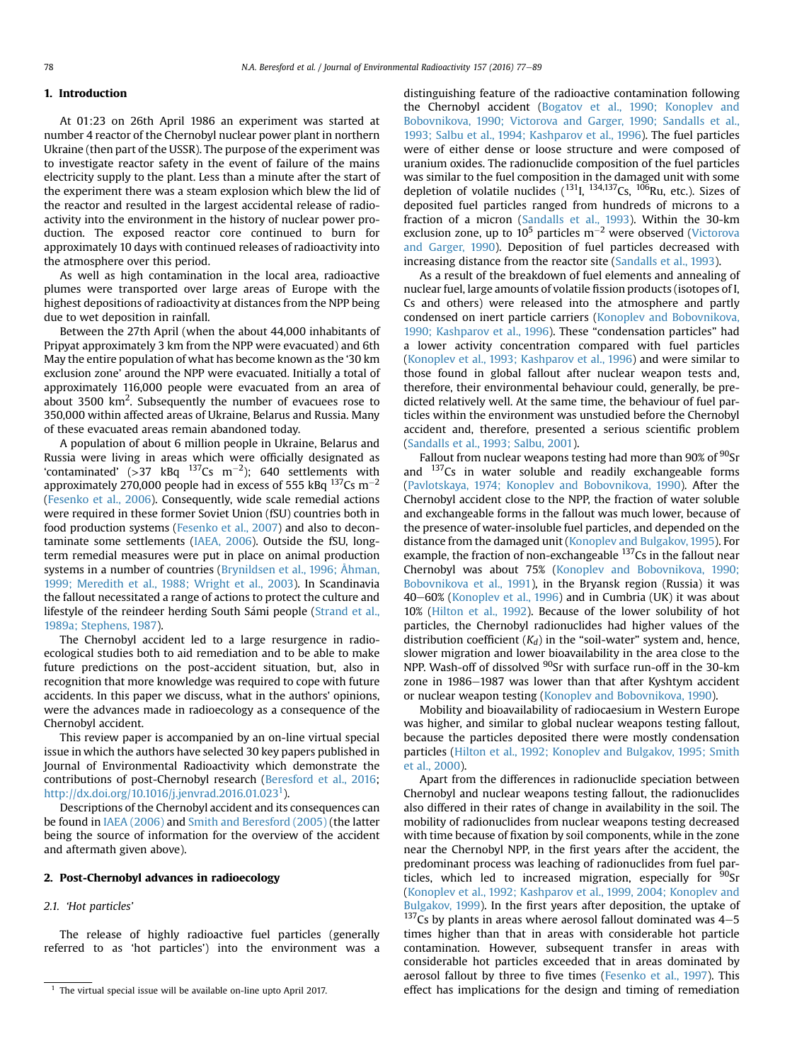## 1. Introduction

At 01:23 on 26th April 1986 an experiment was started at number 4 reactor of the Chernobyl nuclear power plant in northern Ukraine (then part of the USSR). The purpose of the experiment was to investigate reactor safety in the event of failure of the mains electricity supply to the plant. Less than a minute after the start of the experiment there was a steam explosion which blew the lid of the reactor and resulted in the largest accidental release of radioactivity into the environment in the history of nuclear power production. The exposed reactor core continued to burn for approximately 10 days with continued releases of radioactivity into the atmosphere over this period.

As well as high contamination in the local area, radioactive plumes were transported over large areas of Europe with the highest depositions of radioactivity at distances from the NPP being due to wet deposition in rainfall.

Between the 27th April (when the about 44,000 inhabitants of Pripyat approximately 3 km from the NPP were evacuated) and 6th May the entire population of what has become known as the '30 km exclusion zone' around the NPP were evacuated. Initially a total of approximately 116,000 people were evacuated from an area of about 3500 $km^2$. Subsequently, the number of evacuees rose to 350,000 within affected areas of Ukraine, Belarus and Russia. Many of these evacuated areas remain abandoned today.

A population of about 6 million people in Ukraine, Belarus and Russia were living in areas which were officially designated as 'contaminated' (>37 kBq $^{137}$Cs $m^{-2}$); 640 settlements with approximately 270,000 people had in excess of 555 kBq $^{137}$Cs $m^{-2}$ (Fesenko et al., 2006). Consequently, wide scale remedial actions were required in these former Soviet Union (fSU) countries both in food production systems (Fesenko et al., 2007) and also to decontaminate some settlements (IAEA, 2006). Outside the fSU, long-term remedial measures were put in place on animal production systems in a number of countries (Brynildsen et al., 1996; Åhman, 1999; Meredith et al., 1988; Wright et al., 2003). In Scandinavia the fallout necessitated a range of actions to protect the culture and lifestyle of the reindeer herding South Sámi people (Strand et al., 1989a; Stephens, 1987).

The Chernobyl accident led to a large resurgence in radioecological studies both to aid remediation and to be able to make future predictions on the post-accident situation, but, also in recognition that more knowledge was required to cope with future accidents. In this paper we discuss, what in the authors' opinions, were the advances made in radioecology as a consequence of the Chernobyl accident.

This review paper is accompanied by an on-line virtual special issue in which the authors have selected 30 key papers published in Journal of Environmental Radioactivity which demonstrate the contributions of post-Chernobyl research (Beresford et al., 2016; http://dx.doi.org/10.1016/j.jenvrad.2016.01.023[1]).

Descriptions of the Chernobyl accident and its consequences can be found in IAEA (2006) and Smith and Beresford (2005) (the latter being the source of information for the overview of the accident and aftermath given above).

## 2. Post-Chernobyl advances in radioecology

### 2.1. 'Hot particles'

The release of highly radioactive fuel particles (generally referred to as 'hot particles') into the environment was a distinguishing feature of the radioactive contamination following the Chernobyl accident (Bogatov et al., 1990; Konoplev and Bobovnikova, 1990; Victorova and Garger, 1990; Sandalls et al., 1993; Salbu et al., 1994; Kashparov et al., 1996). The fuel particles were of either dense or loose structure and were composed of uranium oxides. The radionuclide composition of the fuel particles was similar to the fuel composition in the damaged unit with some depletion of volatile nuclides ($^{131}$I, $^{134,137}$Cs, $^{106}$Ru, etc.). Sizes of deposited fuel particles ranged from hundreds of microns to a fraction of a micron (Sandalls et al., 1993). Within the 30-km exclusion zone, up to $10^5$ particles $m^{-2}$ were observed (Victorova and Garger, 1990). Deposition of fuel particles decreased with increasing distance from the reactor site (Sandalls et al., 1993).

As a result of the breakdown of fuel elements and annealing of nuclear fuel, large amounts of volatile fission products (isotopes of I, Cs and others) were released into the atmosphere and partly condensed on inert particle carriers (Konoplev and Bobovnikova, 1990; Kashparov et al., 1996). These "condensation particles" had a lower activity concentration compared with fuel particles (Konoplev et al., 1993; Kashparov et al., 1996) and were similar to those found in global fallout after nuclear weapon tests and, therefore, their environmental behaviour could, generally, be predicted relatively well. At the same time, the behaviour of fuel particles within the environment was unstudied before the Chernobyl accident and, therefore, presented a serious scientific problem (Sandalls et al., 1993; Salbu, 2001).

Fallout from nuclear weapons testing had more than 90% of $^{90}$Sr and $^{137}$Cs in water soluble and readily exchangeable forms (Pavlotskaya, 1974; Konoplev and Bobovnikova, 1990). After the Chernobyl accident close to the NPP, the fraction of water soluble and exchangeable forms in the fallout was much lower, because of the presence of water-insoluble fuel particles, and depended on the distance from the damaged unit (Konoplev and Bulgakov, 1995). For example, the fraction of non-exchangeable $^{137}$Cs in the fallout near Chernobyl was about 75% (Konoplev and Bobovnikova, 1990; Bobovnikova et al., 1991), in the Bryansk region (Russia) it was 40–60% (Konoplev et al., 1996) and in Cumbria (UK) it was about 10% (Hilton et al., 1992). Because of the lower solubility of hot particles, the Chernobyl radionuclides had higher values of the distribution coefficient ($K_d$) in the "soil-water" system and, hence, slower migration and lower bioavailability in the area close to the NPP. Wash-off of dissolved $^{90}$Sr with surface run-off in the 30-km zone in 1986–1987 was lower than that after Kyshtym accident or nuclear weapon testing (Konoplev and Bobovnikova, 1990).

Mobility and bioavailability of radiocaesium in Western Europe was higher, and similar to global nuclear weapons testing fallout, because the particles deposited there were mostly condensation particles (Hilton et al., 1992; Konoplev and Bulgakov, 1995; Smith et al., 2000).

Apart from the differences in radionuclide speciation between Chernobyl and nuclear weapons testing fallout, the radionuclides also differed in their rates of change in availability in the soil. The mobility of radionuclides from nuclear weapons testing decreased with time because of fixation by soil components, while in the zone near the Chernobyl NPP, in the first years after the accident, the predominant process was leaching of radionuclides from fuel particles, which led to increased migration, especially for $^{90}$Sr (Konoplev et al., 1992; Kashparov et al., 1999, 2004; Konoplev and Bulgakov, 1999). In the first years after deposition, the uptake of $^{137}$Cs by plants in areas where aerosol fallout dominated was 4–5 times higher than that in areas with considerable hot particle contamination. However, subsequent transfer in areas with considerable hot particles exceeded that in areas dominated by aerosol fallout by three to five times (Fesenko et al., 1997). This effect has implications for the design and timing of remediation

[1] The virtual special issue will be available on-line upto April 2017.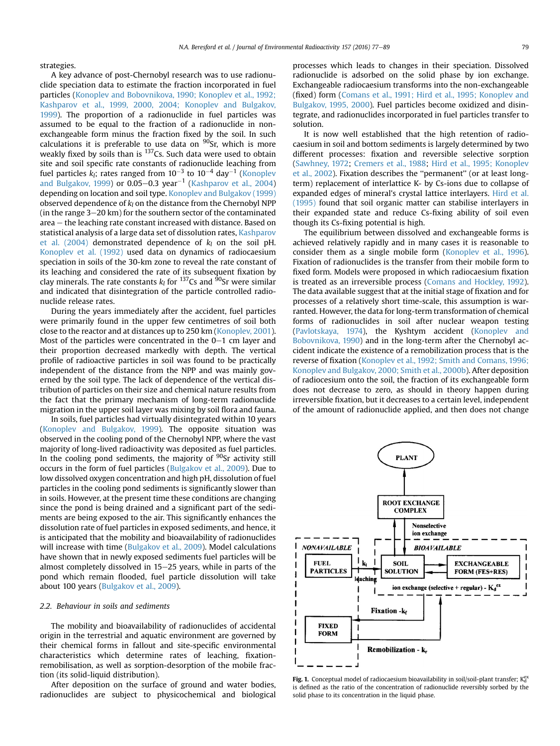strategies.

A key advance of post-Chernobyl research was to use radionuclide speciation data to estimate the fraction incorporated in fuel particles (Konoplev and Bobovnikova, 1990; Konoplev et al., 1992; Kashparov et al., 1999, 2000, 2004; Konoplev and Bulgakov, 1999). The proportion of a radionuclide in fuel particles was assumed to be equal to the fraction of a radionuclide in non-exchangeable form minus the fraction fixed by the soil. In such calculations it is preferable to use data on $^{90}$Sr, which is more weakly fixed by soils than is $^{137}$Cs. Such data were used to obtain site and soil specific rate constants of radionuclide leaching from fuel particles $k_l$; rates ranged from $10^{-3}$ to $10^{-4}$ day$^{-1}$ (Konoplev and Bulgakov, 1999) or 0.05–0.3 year$^{-1}$ (Kashparov et al., 2004) depending on location and soil type. Konoplev and Bulgakov (1999) observed dependence of $k_l$ on the distance from the Chernobyl NPP (in the range 3–20 km) for the southern sector of the contaminated area – the leaching rate constant increased with distance. Based on statistical analysis of a large data set of dissolution rates, Kashparov et al. (2004) demonstrated dependence of $k_l$ on the soil pH. Konoplev et al. (1992) used data on dynamics of radiocaesium speciation in soils of the 30-km zone to reveal the rate constant of its leaching and considered the rate of its subsequent fixation by clay minerals. The rate constants $k_l$ for $^{137}$Cs and $^{90}$Sr were similar and indicated that disintegration of the particle controlled radionuclide release rates.

During the years immediately after the accident, fuel particles were primarily found in the upper few centimetres of soil both close to the reactor and at distances up to 250 km (Konoplev, 2001). Most of the particles were concentrated in the 0–1 cm layer and their proportion decreased markedly with depth. The vertical profile of radioactive particles in soil was found to be practically independent of the distance from the NPP and was mainly governed by the soil type. The lack of dependence of the vertical distribution of particles on their size and chemical nature results from the fact that the primary mechanism of long-term radionuclide migration in the upper soil layer was mixing by soil flora and fauna.

In soils, fuel particles had virtually disintegrated within 10 years (Konoplev and Bulgakov, 1999). The opposite situation was observed in the cooling pond of the Chernobyl NPP, where the vast majority of long-lived radioactivity was deposited as fuel particles. In the cooling pond sediments, the majority of $^{90}$Sr activity still occurs in the form of fuel particles (Bulgakov et al., 2009). Due to low dissolved oxygen concentration and high pH, dissolution of fuel particles in the cooling pond sediments is significantly slower than in soils. However, at the present time these conditions are changing since the pond is being drained and a significant part of the sediments are being exposed to the air. This significantly enhances the dissolution rate of fuel particles in exposed sediments, and hence, it is anticipated that the mobility and bioavailability of radionuclides will increase with time (Bulgakov et al., 2009). Model calculations have shown that in newly exposed sediments fuel particles will be almost completely dissolved in 15–25 years, while in parts of the pond which remain flooded, fuel particle dissolution will take about 100 years (Bulgakov et al., 2009).

### 2.2. Behaviour in soils and sediments

The mobility and bioavailability of radionuclides of accidental origin in the terrestrial and aquatic environment are governed by their chemical forms in fallout and site-specific environmental characteristics which determine rates of leaching, fixation-remobilisation, as well as sorption-desorption of the mobile fraction (its solid-liquid distribution).

After deposition on the surface of ground and water bodies, radionuclides are subject to physicochemical and biological processes which leads to changes in their speciation. Dissolved radionuclide is adsorbed on the solid phase by ion exchange. Exchangeable radiocaesium transforms into the non-exchangeable (fixed) form (Comans et al., 1991; Hird et al., 1995; Konoplev and Bulgakov, 1995, 2000). Fuel particles become oxidized and disintegrate, and radionuclides incorporated in fuel particles transfer to solution.

It is now well established that the high retention of radiocaesium in soil and bottom sediments is largely determined by two different processes: fixation and reversible selective sorption (Sawhney, 1972; Cremers et al., 1988; Hird et al., 1995; Konoplev et al., 2002). Fixation describes the "permanent" (or at least long-term) replacement of interlattice K- by Cs-ions due to collapse of expanded edges of mineral's crystal lattice interlayers. Hird et al. (1995) found that soil organic matter can stabilise interlayers in their expanded state and reduce Cs-fixing ability of soil even though its Cs-fixing potential is high.

The equilibrium between dissolved and exchangeable forms is achieved relatively rapidly and in many cases it is reasonable to consider them as a single mobile form (Konoplev et al., 1996). Fixation of radionuclides is the transfer from their mobile form to fixed form. Models were proposed in which radiocaesium fixation is treated as an irreversible process (Comans and Hockley, 1992). The data available suggest that at the initial stage of fixation and for processes of a relatively short time-scale, this assumption is warranted. However, the data for long-term transformation of chemical forms of radionuclides in soil after nuclear weapon testing (Pavlotskaya, 1974), the Kyshtym accident (Konoplev and Bobovnikova, 1990) and in the long-term after the Chernobyl accident indicate the existence of a remobilization process that is the reverse of fixation (Konoplev et al., 1992; Smith and Comans, 1996; Konoplev and Bulgakov, 2000; Smith et al., 2000b). After deposition of radiocesium onto the soil, the fraction of its exchangeable form does not decrease to zero, as should in theory happen during irreversible fixation, but it decreases to a certain level, independent of the amount of radionuclide applied, and then does not change

**Fig. 1.** Conceptual model of radiocaesium bioavailability in soil/soil-plant transfer; $K_d^{ex}$ is defined as the ratio of the concentration of radionuclide reversibly sorbed by the solid phase to its concentration in the liquid phase.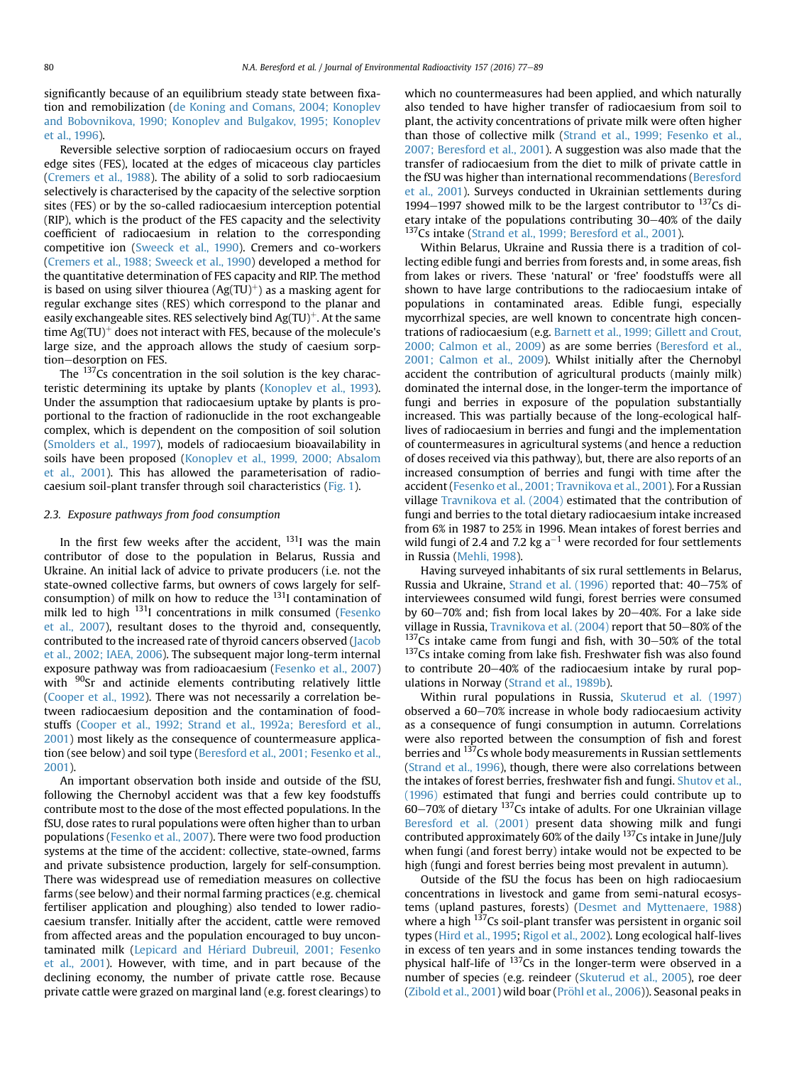significantly because of an equilibrium steady state between fixation and remobilization (de Koning and Comans, 2004; Konoplev and Bobovnikova, 1990; Konoplev and Bulgakov, 1995; Konoplev et al., 1996).

Reversible selective sorption of radiocaesium occurs on frayed edge sites (FES), located at the edges of micaceous clay particles (Cremers et al., 1988). The ability of a solid to sorb radiocaesium selectively is characterised by the capacity of the selective sorption sites (FES) or by the so-called radiocaesium interception potential (RIP), which is the product of the FES capacity and the selectivity coefficient of radiocaesium in relation to the corresponding competitive ion (Sweeck et al., 1990). Cremers and co-workers (Cremers et al., 1988; Sweeck et al., 1990) developed a method for the quantitative determination of FES capacity and RIP. The method is based on using silver thiourea ($Ag(TU)^+$) as a masking agent for regular exchange sites (RES) which correspond to the planar and easily exchangeable sites. RES selectively bind $Ag(TU)^+$. At the same time $Ag(TU)^+$ does not interact with FES, because of the molecule's large size, and the approach allows the study of caesium sorption–desorption on FES.

The $^{137}$Cs concentration in the soil solution is the key characteristic determining its uptake by plants (Konoplev et al., 1993). Under the assumption that radiocaesium uptake by plants is proportional to the fraction of radionuclide in the root exchangeable complex, which is dependent on the composition of soil solution (Smolders et al., 1997), models of radiocaesium bioavailability in soils have been proposed (Konoplev et al., 1999, 2000; Absalom et al., 2001). This has allowed the parameterisation of radiocaesium soil-plant transfer through soil characteristics (Fig. 1).

### 2.3. Exposure pathways from food consumption

In the first few weeks after the accident, $^{131}$I was the main contributor of dose to the population in Belarus, Russia and Ukraine. An initial lack of advice to private producers (i.e. not the state-owned collective farms, but owners of cows largely for self-consumption) of milk on how to reduce the $^{131}$I contamination of milk led to high $^{131}$I concentrations in milk consumed (Fesenko et al., 2007), resultant doses to the thyroid and, consequently, contributed to the increased rate of thyroid cancers observed (Jacob et al., 2002; IAEA, 2006). The subsequent major long-term internal exposure pathway was from radioacaesium (Fesenko et al., 2007) with $^{90}$Sr and actinide elements contributing relatively little (Cooper et al., 1992). There was not necessarily a correlation between radiocaesium deposition and the contamination of foodstuffs (Cooper et al., 1992; Strand et al., 1992a; Beresford et al., 2001) most likely as the consequence of countermeasure application (see below) and soil type (Beresford et al., 2001; Fesenko et al., 2001).

An important observation both inside and outside of the fSU, following the Chernobyl accident was that a few key foodstuffs contribute most to the dose of the most effected populations. In the fSU, dose rates to rural populations were often higher than to urban populations (Fesenko et al., 2007). There were two food production systems at the time of the accident: collective, state-owned, farms and private subsistence production, largely for self-consumption. There was widespread use of remediation measures on collective farms (see below) and their normal farming practices (e.g. chemical fertiliser application and ploughing) also tended to lower radiocaesium transfer. Initially after the accident, cattle were removed from affected areas and the population encouraged to buy uncontaminated milk (Lepicard and Hériard Dubreuil, 2001; Fesenko et al., 2001). However, with time, and in part because of the declining economy, the number of private cattle rose. Because private cattle were grazed on marginal land (e.g. forest clearings) to which no countermeasures had been applied, and which naturally also tended to have higher transfer of radiocaesium from soil to plant, the activity concentrations of private milk were often higher than those of collective milk (Strand et al., 1999; Fesenko et al., 2007; Beresford et al., 2001). A suggestion was also made that the transfer of radiocaesium from the diet to milk of private cattle in the fSU was higher than international recommendations (Beresford et al., 2001). Surveys conducted in Ukrainian settlements during 1994–1997 showed milk to be the largest contributor to $^{137}$Cs dietary intake of the populations contributing 30–40% of the daily $^{137}$Cs intake (Strand et al., 1999; Beresford et al., 2001).

Within Belarus, Ukraine and Russia there is a tradition of collecting edible fungi and berries from forests and, in some areas, fish from lakes or rivers. These 'natural' or 'free' foodstuffs were all shown to have large contributions to the radiocaesium intake of populations in contaminated areas. Edible fungi, especially mycorrhizal species, are well known to concentrate high concentrations of radiocaesium (e.g. Barnett et al., 1999; Gillett and Crout, 2000; Calmon et al., 2009) as are some berries (Beresford et al., 2001; Calmon et al., 2009). Whilst initially after the Chernobyl accident the contribution of agricultural products (mainly milk) dominated the internal dose, in the longer-term the importance of fungi and berries in exposure of the population substantially increased. This was partially because of the long-ecological half-lives of radiocaesium in berries and fungi and the implementation of countermeasures in agricultural systems (and hence a reduction of doses received via this pathway), but, there are also reports of an increased consumption of berries and fungi with time after the accident (Fesenko et al., 2001; Travnikova et al., 2001). For a Russian village Travnikova et al. (2004) estimated that the contribution of fungi and berries to the total dietary radiocaesium intake increased from 6% in 1987 to 25% in 1996. Mean intakes of forest berries and wild fungi of 2.4 and 7.2 kg $a^{-1}$ were recorded for four settlements in Russia (Mehli, 1998).

Having surveyed inhabitants of six rural settlements in Belarus, Russia and Ukraine, Strand et al. (1996) reported that: 40–75% of interviewees consumed wild fungi, forest berries were consumed by 60–70% and; fish from local lakes by 20–40%. For a lake side village in Russia, Travnikova et al. (2004) report that 50–80% of the $^{137}$Cs intake came from fungi and fish, with 30–50% of the total $^{137}$Cs intake coming from lake fish. Freshwater fish was also found to contribute 20–40% of the radiocaesium intake by rural populations in Norway (Strand et al., 1989b).

Within rural populations in Russia, Skuterud et al. (1997) observed a 60–70% increase in whole body radiocaesium activity as a consequence of fungi consumption in autumn. Correlations were also reported between the consumption of fish and forest berries and $^{137}$Cs whole body measurements in Russian settlements (Strand et al., 1996), though, there were also correlations between the intakes of forest berries, freshwater fish and fungi. Shutov et al., (1996) estimated that fungi and berries could contribute up to 60–70% of dietary $^{137}$Cs intake of adults. For one Ukrainian village Beresford et al. (2001) present data showing milk and fungi contributed approximately 60% of the daily $^{137}$Cs intake in June/July when fungi (and forest berry) intake would not be expected to be high (fungi and forest berries being most prevalent in autumn).

Outside of the fSU the focus has been on high radiocaesium concentrations in livestock and game from semi-natural ecosystems (upland pastures, forests) (Desmet and Myttenaere, 1988) where a high $^{137}$Cs soil-plant transfer was persistent in organic soil types (Hird et al., 1995; Rigol et al., 2002). Long ecological half-lives in excess of ten years and in some instances tending towards the physical half-life of $^{137}$Cs in the longer-term were observed in a number of species (e.g. reindeer (Skuterud et al., 2005), roe deer (Zibold et al., 2001) wild boar (Pröhl et al., 2006)). Seasonal peaks in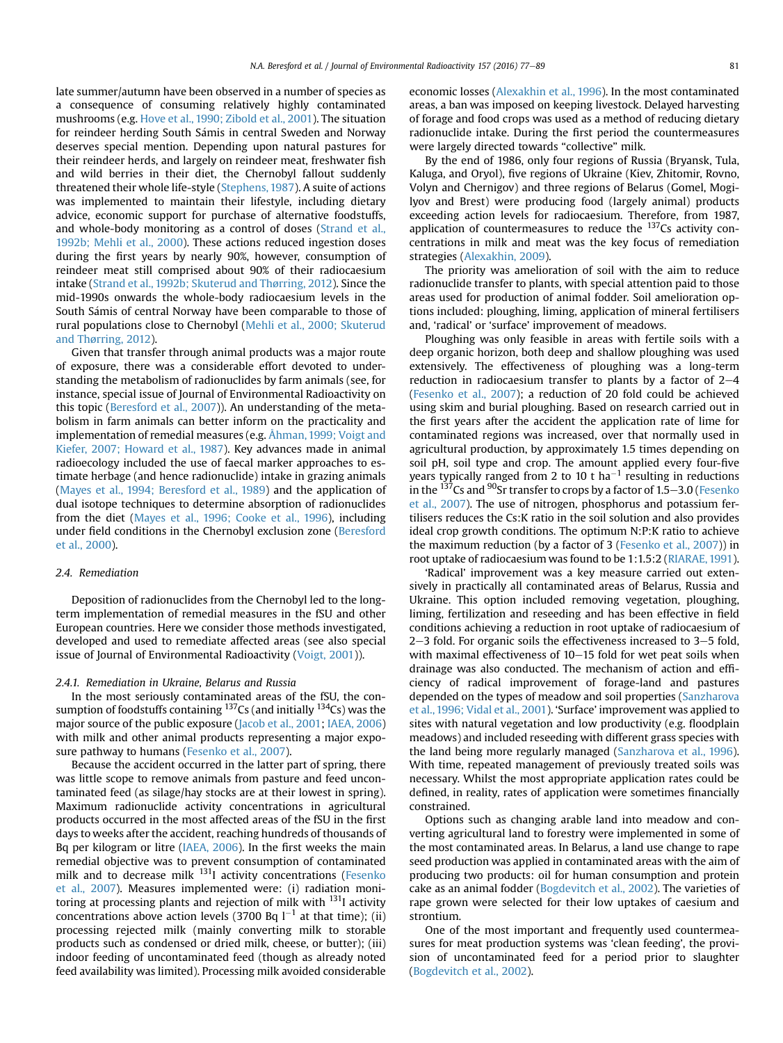late summer/autumn have been observed in a number of species as a consequence of consuming relatively highly contaminated mushrooms (e.g. Hove et al., 1990; Zibold et al., 2001). The situation for reindeer herding South Sámis in central Sweden and Norway deserves special mention. Depending upon natural pastures for their reindeer herds, and largely on reindeer meat, freshwater fish and wild berries in their diet, the Chernobyl fallout suddenly threatened their whole life-style (Stephens, 1987). A suite of actions was implemented to maintain their lifestyle, including dietary advice, economic support for purchase of alternative foodstuffs, and whole-body monitoring as a control of doses (Strand et al., 1992b; Mehli et al., 2000). These actions reduced ingestion doses during the first years by nearly 90%, however, consumption of reindeer meat still comprised about 90% of their radiocaesium intake (Strand et al., 1992b; Skuterud and Thørring, 2012). Since the mid-1990s onwards the whole-body radiocaesium levels in the South Sámis of central Norway have been comparable to those of rural populations close to Chernobyl (Mehli et al., 2000; Skuterud and Thørring, 2012).

Given that transfer through animal products was a major route of exposure, there was a considerable effort devoted to understanding the metabolism of radionuclides by farm animals (see, for instance, special issue of Journal of Environmental Radioactivity on this topic (Beresford et al., 2007)). An understanding of the metabolism in farm animals can better inform on the practicality and implementation of remedial measures (e.g. Åhman, 1999; Voigt and Kiefer, 2007; Howard et al., 1987). Key advances made in animal radioecology included the use of faecal marker approaches to estimate herbage (and hence radionuclide) intake in grazing animals (Mayes et al., 1994; Beresford et al., 1989) and the application of dual isotope techniques to determine absorption of radionuclides from the diet (Mayes et al., 1996; Cooke et al., 1996), including under field conditions in the Chernobyl exclusion zone (Beresford et al., 2000).

### 2.4. Remediation

Deposition of radionuclides from the Chernobyl led to the long-term implementation of remedial measures in the fSU and other European countries. Here we consider those methods investigated, developed and used to remediate affected areas (see also special issue of Journal of Environmental Radioactivity (Voigt, 2001)).

#### 2.4.1. Remediation in Ukraine, Belarus and Russia

In the most seriously contaminated areas of the fSU, the consumption of foodstuffs containing $^{137}$Cs (and initially $^{134}$Cs) was the major source of the public exposure (Jacob et al., 2001; IAEA, 2006) with milk and other animal products representing a major exposure pathway to humans (Fesenko et al., 2007).

Because the accident occurred in the latter part of spring, there was little scope to remove animals from pasture and feed uncontaminated feed (as silage/hay stocks are at their lowest in spring). Maximum radionuclide activity concentrations in agricultural products occurred in the most affected areas of the fSU in the first days to weeks after the accident, reaching hundreds of thousands of Bq per kilogram or litre (IAEA, 2006). In the first weeks the main remedial objective was to prevent consumption of contaminated milk and to decrease milk $^{131}$I activity concentrations (Fesenko et al., 2007). Measures implemented were: (i) radiation monitoring at processing plants and rejection of milk with $^{131}$I activity concentrations above action levels (3700 Bq $l^{-1}$ at that time); (ii) processing rejected milk (mainly converting milk to storable products such as condensed or dried milk, cheese, or butter); (iii) indoor feeding of uncontaminated feed (though as already noted feed availability was limited). Processing milk avoided considerable economic losses (Alexakhin et al., 1996). In the most contaminated areas, a ban was imposed on keeping livestock. Delayed harvesting of forage and food crops was used as a method of reducing dietary radionuclide intake. During the first period the countermeasures were largely directed towards "collective" milk.

By the end of 1986, only four regions of Russia (Bryansk, Tula, Kaluga, and Oryol), five regions of Ukraine (Kiev, Zhitomir, Rovno, Volyn and Chernigov) and three regions of Belarus (Gomel, Mogilyov and Brest) were producing food (largely animal) products exceeding action levels for radiocaesium. Therefore, from 1987, application of countermeasures to reduce the $^{137}$Cs activity concentrations in milk and meat was the key focus of remediation strategies (Alexakhin, 2009).

The priority was amelioration of soil with the aim to reduce radionuclide transfer to plants, with special attention paid to those areas used for production of animal fodder. Soil amelioration options included: ploughing, liming, application of mineral fertilisers and, 'radical' or 'surface' improvement of meadows.

Ploughing was only feasible in areas with fertile soils with a deep organic horizon, both deep and shallow ploughing was used extensively. The effectiveness of ploughing was a long-term reduction in radiocaesium transfer to plants by a factor of 2–4 (Fesenko et al., 2007); a reduction of 20 fold could be achieved using skim and burial ploughing. Based on research carried out in the first years after the accident the application rate of lime for contaminated regions was increased, over that normally used in agricultural production, by approximately 1.5 times depending on soil pH, soil type and crop. The amount applied every four-five years typically ranged from 2 to 10 t $ha^{-1}$ resulting in reductions in the $^{137}$Cs and $^{90}$Sr transfer to crops by a factor of 1.5–3.0 (Fesenko et al., 2007). The use of nitrogen, phosphorus and potassium fertilisers reduces the Cs:K ratio in the soil solution and also provides ideal crop growth conditions. The optimum N:P:K ratio to achieve the maximum reduction (by a factor of 3 (Fesenko et al., 2007)) in root uptake of radiocaesium was found to be 1:1.5:2 (RIARAE, 1991).

'Radical' improvement was a key measure carried out extensively in practically all contaminated areas of Belarus, Russia and Ukraine. This option included removing vegetation, ploughing, liming, fertilization and reseeding and has been effective in field conditions achieving a reduction in root uptake of radiocaesium of 2–3 fold. For organic soils the effectiveness increased to 3–5 fold, with maximal effectiveness of 10–15 fold for wet peat soils when drainage was also conducted. The mechanism of action and efficiency of radical improvement of forage-land and pastures depended on the types of meadow and soil properties (Sanzharova et al., 1996; Vidal et al., 2001). 'Surface' improvement was applied to sites with natural vegetation and low productivity (e.g. floodplain meadows) and included reseeding with different grass species with the land being more regularly managed (Sanzharova et al., 1996). With time, repeated management of previously treated soils was necessary. Whilst the most appropriate application rates could be defined, in reality, rates of application were sometimes financially constrained.

Options such as changing arable land into meadow and converting agricultural land to forestry were implemented in some of the most contaminated areas. In Belarus, a land use change to rape seed production was applied in contaminated areas with the aim of producing two products: oil for human consumption and protein cake as an animal fodder (Bogdevitch et al., 2002). The varieties of rape grown were selected for their low uptakes of caesium and strontium.

One of the most important and frequently used countermeasures for meat production systems was 'clean feeding', the provision of uncontaminated feed for a period prior to slaughter (Bogdevitch et al., 2002).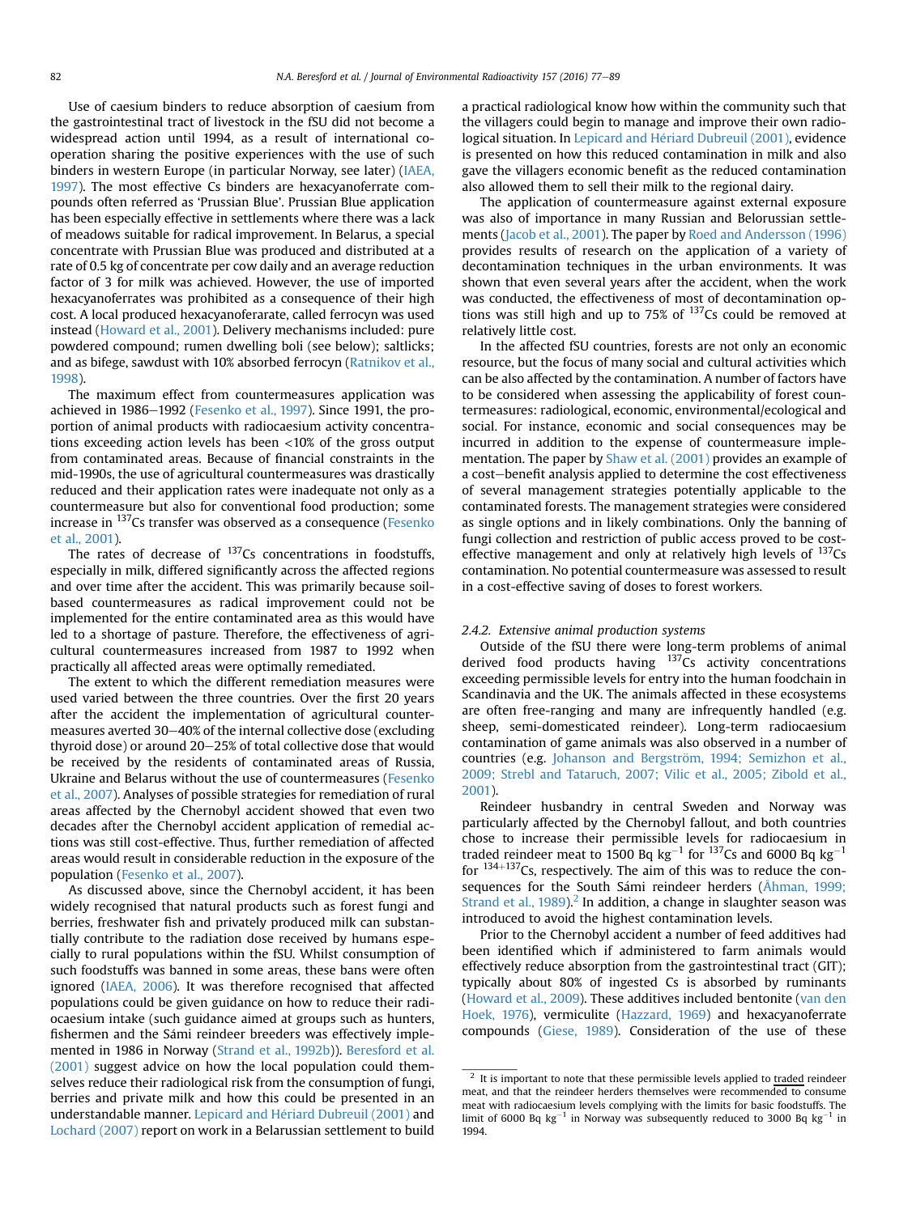Use of caesium binders to reduce absorption of caesium from the gastrointestinal tract of livestock in the fSU did not become a widespread action until 1994, as a result of international cooperation sharing the positive experiences with the use of such binders in western Europe (in particular Norway, see later) (IAEA, 1997). The most effective Cs binders are hexacyanoferrate compounds often referred as 'Prussian Blue'. Prussian Blue application has been especially effective in settlements where there was a lack of meadows suitable for radical improvement. In Belarus, a special concentrate with Prussian Blue was produced and distributed at a rate of 0.5 kg of concentrate per cow daily and an average reduction factor of 3 for milk was achieved. However, the use of imported hexacyanoferrates was prohibited as a consequence of their high cost. A local produced hexacyanoferarate, called ferrocyn was used instead (Howard et al., 2001). Delivery mechanisms included: pure powdered compound; rumen dwelling boli (see below); saltlicks; and as bifege, sawdust with 10% absorbed ferrocyn (Ratnikov et al., 1998).

The maximum effect from countermeasures application was achieved in 1986–1992 (Fesenko et al., 1997). Since 1991, the proportion of animal products with radiocaesium activity concentrations exceeding action levels has been <10% of the gross output from contaminated areas. Because of financial constraints in the mid-1990s, the use of agricultural countermeasures was drastically reduced and their application rates were inadequate not only as a countermeasure but also for conventional food production; some increase in $^{137}$Cs transfer was observed as a consequence (Fesenko et al., 2001).

The rates of decrease of $^{137}$Cs concentrations in foodstuffs, especially in milk, differed significantly across the affected regions and over time after the accident. This was primarily because soil-based countermeasures as radical improvement could not be implemented for the entire contaminated area as this would have led to a shortage of pasture. Therefore, the effectiveness of agricultural countermeasures increased from 1987 to 1992 when practically all affected areas were optimally remediated.

The extent to which the different remediation measures were used varied between the three countries. Over the first 20 years after the accident the implementation of agricultural countermeasures averted 30–40% of the internal collective dose (excluding thyroid dose) or around 20–25% of total collective dose that would be received by the residents of contaminated areas of Russia, Ukraine and Belarus without the use of countermeasures (Fesenko et al., 2007). Analyses of possible strategies for remediation of rural areas affected by the Chernobyl accident showed that even two decades after the Chernobyl accident application of remedial actions was still cost-effective. Thus, further remediation of affected areas would result in considerable reduction in the exposure of the population (Fesenko et al., 2007).

As discussed above, since the Chernobyl accident, it has been widely recognised that natural products such as forest fungi and berries, freshwater fish and privately produced milk can substantially contribute to the radiation dose received by humans especially to rural populations within the fSU. Whilst consumption of such foodstuffs was banned in some areas, these bans were often ignored (IAEA, 2006). It was therefore recognised that affected populations could be given guidance on how to reduce their radiocaesium intake (such guidance aimed at groups such as hunters, fishermen and the Sámi reindeer breeders was effectively implemented in 1986 in Norway (Strand et al., 1992b)). Beresford et al. (2001) suggest advice on how the local population could themselves reduce their radiological risk from the consumption of fungi, berries and private milk and how this could be presented in an understandable manner. Lepicard and Hériard Dubreuil (2001) and Lochard (2007) report on work in a Belarussian settlement to build a practical radiological know how within the community such that the villagers could begin to manage and improve their own radiological situation. In Lepicard and Hériard Dubreuil (2001), evidence is presented on how this reduced contamination in milk and also gave the villagers economic benefit as the reduced contamination also allowed them to sell their milk to the regional dairy.

The application of countermeasure against external exposure was also of importance in many Russian and Belorussian settlements (Jacob et al., 2001). The paper by Roed and Andersson (1996) provides results of research on the application of a variety of decontamination techniques in the urban environments. It was shown that even several years after the accident, when the work was conducted, the effectiveness of most of decontamination options was still high and up to 75% of $^{137}$Cs could be removed at relatively little cost.

In the affected fSU countries, forests are not only an economic resource, but the focus of many social and cultural activities which can be also affected by the contamination. A number of factors have to be considered when assessing the applicability of forest countermeasures: radiological, economic, environmental/ecological and social. For instance, economic and social consequences may be incurred in addition to the expense of countermeasure implementation. The paper by Shaw et al. (2001) provides an example of a cost–benefit analysis applied to determine the cost effectiveness of several management strategies potentially applicable to the contaminated forests. The management strategies were considered as single options and in likely combinations. Only the banning of fungi collection and restriction of public access proved to be cost-effective management and only at relatively high levels of $^{137}$Cs contamination. No potential countermeasure was assessed to result in a cost-effective saving of doses to forest workers.

### 2.4.2. Extensive animal production systems

Outside of the fSU there were long-term problems of animal derived food products having $^{137}$Cs activity concentrations exceeding permissible levels for entry into the human foodchain in Scandinavia and the UK. The animals affected in these ecosystems are often free-ranging and many are infrequently handled (e.g. sheep, semi-domesticated reindeer). Long-term radiocaesium contamination of game animals was also observed in a number of countries (e.g. Johanson and Bergström, 1994; Semizhon et al., 2009; Strebl and Tataruch, 2007; Vilic et al., 2005; Zibold et al., 2001).

Reindeer husbandry in central Sweden and Norway was particularly affected by the Chernobyl fallout, and both countries chose to increase their permissible levels for radiocaesium in traded reindeer meat to 1500 Bq kg$^{-1}$ for $^{137}$Cs and 6000 Bq kg$^{-1}$ for $^{134+137}$Cs, respectively. The aim of this was to reduce the consequences for the South Sámi reindeer herders (Åhman, 1999; Strand et al., 1989).[2] In addition, a change in slaughter season was introduced to avoid the highest contamination levels.

Prior to the Chernobyl accident a number of feed additives had been identified which if administered to farm animals would effectively reduce absorption from the gastrointestinal tract (GIT); typically about 80% of ingested Cs is absorbed by ruminants (Howard et al., 2009). These additives included bentonite (van den Hoek, 1976), vermiculite (Hazzard, 1969) and hexacyanoferrate compounds (Giese, 1989). Consideration of the use of these

[2] It is important to note that these permissible levels applied to traded reindeer meat, and that the reindeer herders themselves were recommended to consume meat with radiocaesium levels complying with the limits for basic foodstuffs. The limit of 6000 Bq kg$^{-1}$ in Norway was subsequently reduced to 3000 Bq kg$^{-1}$ in 1994.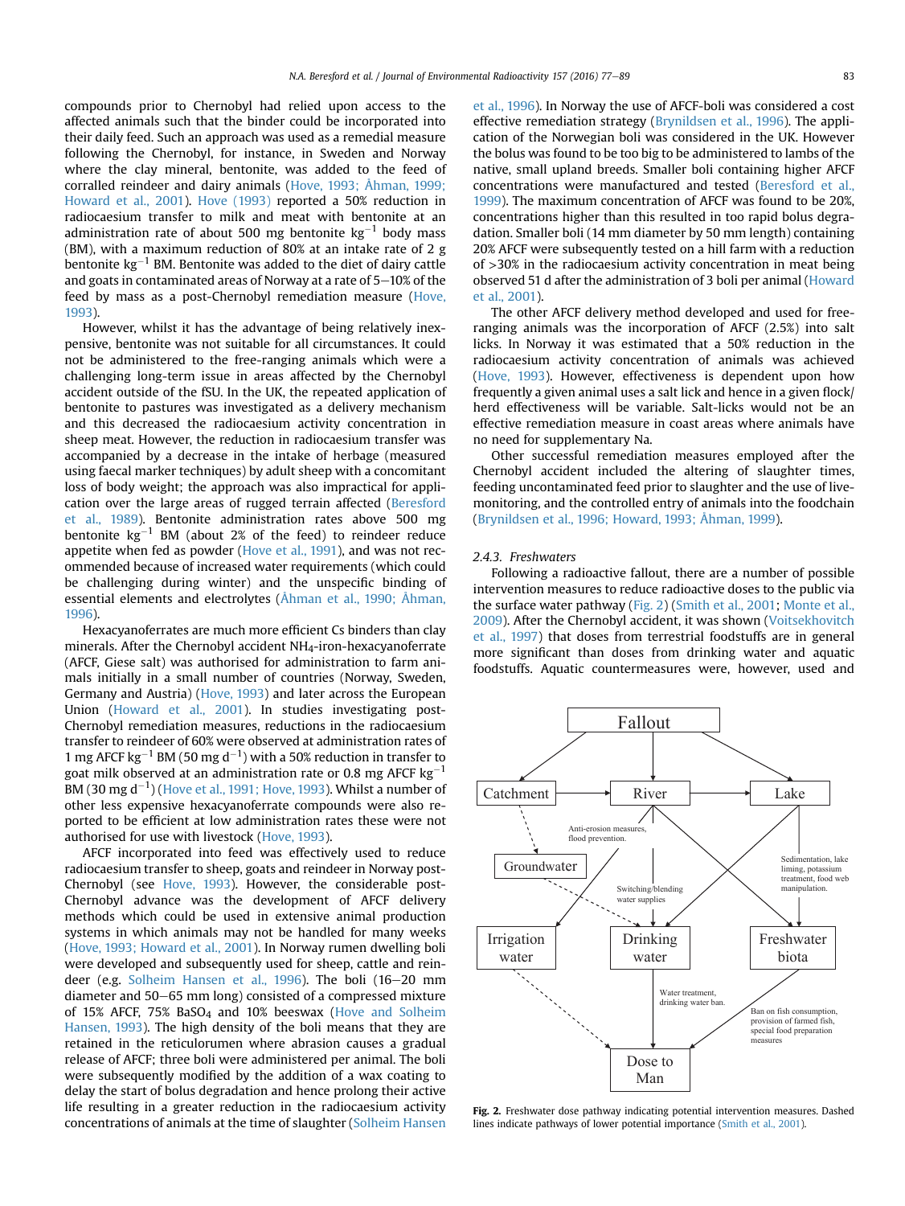compounds prior to Chernobyl had relied upon access to the affected animals such that the binder could be incorporated into their daily feed. Such an approach was used as a remedial measure following the Chernobyl, for instance, in Sweden and Norway where the clay mineral, bentonite, was added to the feed of corralled reindeer and dairy animals (Hove, 1993; Åhman, 1999; Howard et al., 2001). Hove (1993) reported a 50% reduction in radiocaesium transfer to milk and meat with bentonite at an administration rate of about 500 mg bentonite $kg^{-1}$ body mass (BM), with a maximum reduction of 80% at an intake rate of 2 g bentonite $kg^{-1}$ BM. Bentonite was added to the diet of dairy cattle and goats in contaminated areas of Norway at a rate of 5–10% of the feed by mass as a post-Chernobyl remediation measure (Hove, 1993).

However, whilst it has the advantage of being relatively inexpensive, bentonite was not suitable for all circumstances. It could not be administered to the free-ranging animals which were a challenging long-term issue in areas affected by the Chernobyl accident outside of the fSU. In the UK, the repeated application of bentonite to pastures was investigated as a delivery mechanism and this decreased the radiocaesium activity concentration in sheep meat. However, the reduction in radiocaesium transfer was accompanied by a decrease in the intake of herbage (measured using faecal marker techniques) by adult sheep with a concomitant loss of body weight; the approach was also impractical for application over the large areas of rugged terrain affected (Beresford et al., 1989). Bentonite administration rates above 500 mg bentonite $kg^{-1}$ BM (about 2% of the feed) to reindeer reduce appetite when fed as powder (Hove et al., 1991), and was not recommended because of increased water requirements (which could be challenging during winter) and the unspecific binding of essential elements and electrolytes (Åhman et al., 1990; Åhman, 1996).

Hexacyanoferrates are much more efficient Cs binders than clay minerals. After the Chernobyl accident $NH_4$-iron-hexacyanoferrate (AFCF, Giese salt) was authorised for administration to farm animals initially in a small number of countries (Norway, Sweden, Germany and Austria) (Hove, 1993) and later across the European Union (Howard et al., 2001). In studies investigating post-Chernobyl remediation measures, reductions in the radiocaesium transfer to reindeer of 60% were observed at administration rates of 1 mg AFCF $kg^{-1}$ BM (50 mg $d^{-1}$) with a 50% reduction in transfer to goat milk observed at an administration rate or 0.8 mg AFCF $kg^{-1}$ BM (30 mg $d^{-1}$) (Hove et al., 1991; Hove, 1993). Whilst a number of other less expensive hexacyanoferrate compounds were also reported to be efficient at low administration rates these were not authorised for use with livestock (Hove, 1993).

AFCF incorporated into feed was effectively used to reduce radiocaesium transfer to sheep, goats and reindeer in Norway post-Chernobyl (see Hove, 1993). However, the considerable post-Chernobyl advance was the development of AFCF delivery methods which could be used in extensive animal production systems in which animals may not be handled for many weeks (Hove, 1993; Howard et al., 2001). In Norway rumen dwelling boli were developed and subsequently used for sheep, cattle and reindeer (e.g. Solheim Hansen et al., 1996). The boli (16–20 mm diameter and 50–65 mm long) consisted of a compressed mixture of 15% AFCF, 75% $BaSO_4$ and 10% beeswax (Hove and Solheim Hansen, 1993). The high density of the boli means that they are retained in the reticulorumen where abrasion causes a gradual release of AFCF; three boli were administered per animal. The boli were subsequently modified by the addition of a wax coating to delay the start of bolus degradation and hence prolong their active life resulting in a greater reduction in the radiocaesium activity concentrations of animals at the time of slaughter (Solheim Hansen et al., 1996). In Norway the use of AFCF-boli was considered a cost effective remediation strategy (Brynildsen et al., 1996). The application of the Norwegian boli was considered in the UK. However the bolus was found to be too big to be administered to lambs of the native, small upland breeds. Smaller boli containing higher AFCF concentrations were manufactured and tested (Beresford et al., 1999). The maximum concentration of AFCF was found to be 20%, concentrations higher than this resulted in too rapid bolus degradation. Smaller boli (14 mm diameter by 50 mm length) containing 20% AFCF were subsequently tested on a hill farm with a reduction of >30% in the radiocaesium activity concentration in meat being observed 51 d after the administration of 3 boli per animal (Howard et al., 2001).

The other AFCF delivery method developed and used for free-ranging animals was the incorporation of AFCF (2.5%) into salt licks. In Norway it was estimated that a 50% reduction in the radiocaesium activity concentration of animals was achieved (Hove, 1993). However, effectiveness is dependent upon how frequently a given animal uses a salt lick and hence in a given flock/herd effectiveness will be variable. Salt-licks would not be an effective remediation measure in coast areas where animals have no need for supplementary Na.

Other successful remediation measures employed after the Chernobyl accident included the altering of slaughter times, feeding uncontaminated feed prior to slaughter and the use of live-monitoring, and the controlled entry of animals into the foodchain (Brynildsen et al., 1996; Howard, 1993; Åhman, 1999).

#### 2.4.3. Freshwaters

Following a radioactive fallout, there are a number of possible intervention measures to reduce radioactive doses to the public via the surface water pathway (Fig. 2) (Smith et al., 2001; Monte et al., 2009). After the Chernobyl accident, it was shown (Voitsekhovitch et al., 1997) that doses from terrestrial foodstuffs are in general more significant than doses from drinking water and aquatic foodstuffs. Aquatic countermeasures were, however, used and

**Fig. 2.** Freshwater dose pathway indicating potential intervention measures. Dashed lines indicate pathways of lower potential importance (Smith et al., 2001).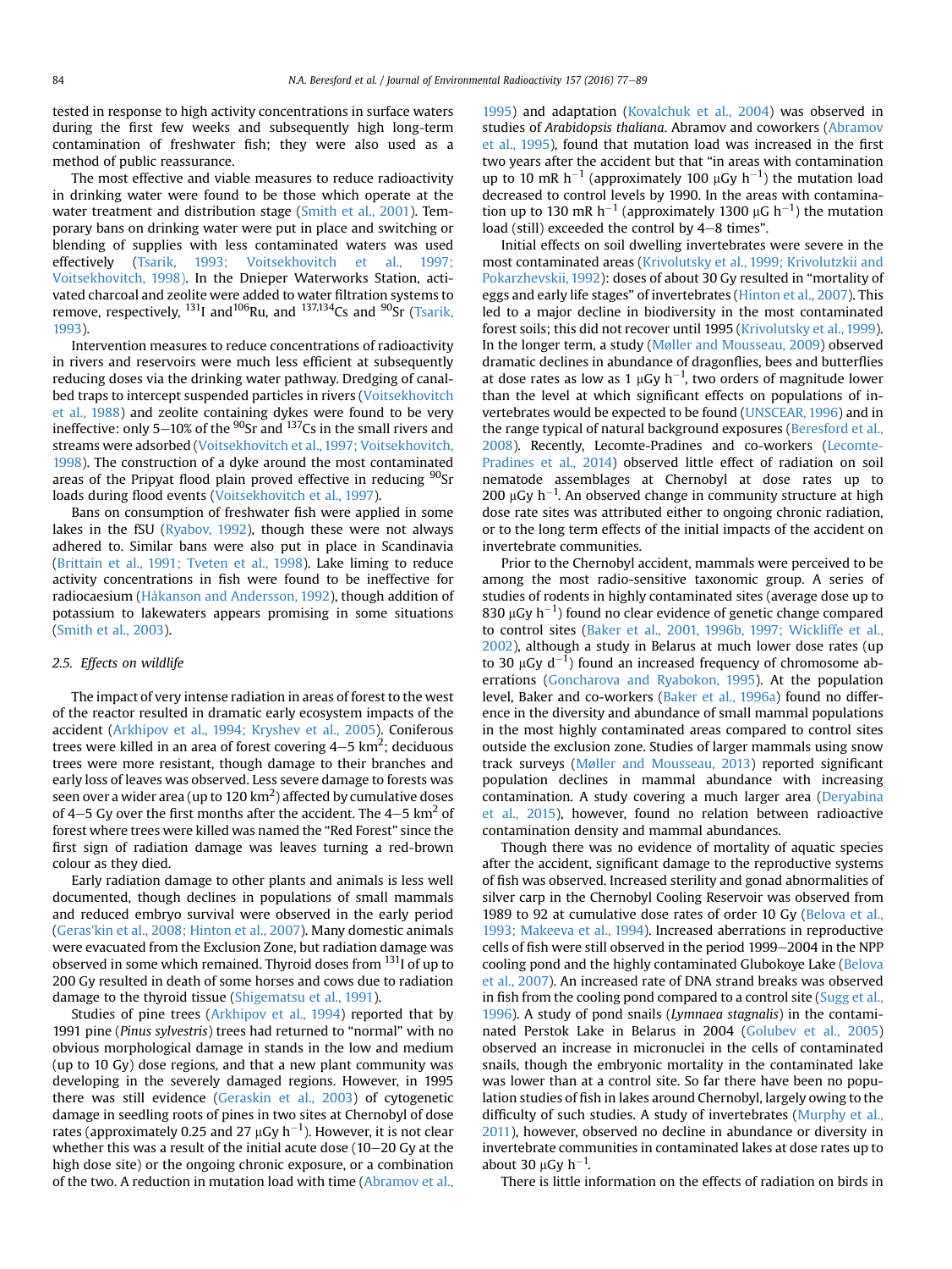tested in response to high activity concentrations in surface waters during the first few weeks and subsequently high long-term contamination of freshwater fish; they were also used as a method of public reassurance.

The most effective and viable measures to reduce radioactivity in drinking water were found to be those which operate at the water treatment and distribution stage (Smith et al., 2001). Temporary bans on drinking water were put in place and switching or blending of supplies with less contaminated waters was used effectively (Tsarik, 1993; Voitsekhovitch et al., 1997; Voitsekhovitch, 1998). In the Dnieper Waterworks Station, activated charcoal and zeolite were added to water filtration systems to remove, respectively, $^{131}$I and $^{106}$Ru, and $^{137,134}$Cs and $^{90}$Sr (Tsarik, 1993).

Intervention measures to reduce concentrations of radioactivity in rivers and reservoirs were much less efficient at subsequently reducing doses via the drinking water pathway. Dredging of canal-bed traps to intercept suspended particles in rivers (Voitsekhovitch et al., 1988) and zeolite containing dykes were found to be very ineffective: only 5–10% of the $^{90}$Sr and $^{137}$Cs in the small rivers and streams were adsorbed (Voitsekhovitch et al., 1997; Voitsekhovitch, 1998). The construction of a dyke around the most contaminated areas of the Pripyat flood plain proved effective in reducing $^{90}$Sr loads during flood events (Voitsekhovitch et al., 1997).

Bans on consumption of freshwater fish were applied in some lakes in the fSU (Ryabov, 1992), though these were not always adhered to. Similar bans were also put in place in Scandinavia (Brittain et al., 1991; Tveten et al., 1998). Lake liming to reduce activity concentrations in fish were found to be ineffective for radiocaesium (Håkanson and Andersson, 1992), though addition of potassium to lakewaters appears promising in some situations (Smith et al., 2003).

### 2.5. Effects on wildlife

The impact of very intense radiation in areas of forest to the west of the reactor resulted in dramatic early ecosystem impacts of the accident (Arkhipov et al., 1994; Kryshev et al., 2005). Coniferous trees were killed in an area of forest covering 4–5 km$^2$; deciduous trees were more resistant, though damage to their branches and early loss of leaves was observed. Less severe damage to forests was seen over a wider area (up to 120 km$^2$) affected by cumulative doses of 4–5 Gy over the first months after the accident. The 4–5 km$^2$ of forest where trees were killed was named the "Red Forest" since the first sign of radiation damage was leaves turning a red-brown colour as they died.

Early radiation damage to other plants and animals is less well documented, though declines in populations of small mammals and reduced embryo survival were observed in the early period (Geras'kin et al., 2008; Hinton et al., 2007). Many domestic animals were evacuated from the Exclusion Zone, but radiation damage was observed in some which remained. Thyroid doses from $^{131}$I of up to 200 Gy resulted in death of some horses and cows due to radiation damage to the thyroid tissue (Shigematsu et al., 1991).

Studies of pine trees (Arkhipov et al., 1994) reported that by 1991 pine (*Pinus sylvestris*) trees had returned to "normal" with no obvious morphological damage in stands in the low and medium (up to 10 Gy) dose regions, and that a new plant community was developing in the severely damaged regions. However, in 1995 there was still evidence (Geraskin et al., 2003) of cytogenetic damage in seedling roots of pines in two sites at Chernobyl of dose rates (approximately 0.25 and 27 μGy h$^{-1}$). However, it is not clear whether this was a result of the initial acute dose (10–20 Gy at the high dose site) or the ongoing chronic exposure, or a combination of the two. A reduction in mutation load with time (Abramov et al., 1995) and adaptation (Kovalchuk et al., 2004) was observed in studies of *Arabidopsis thaliana*. Abramov and coworkers (Abramov et al., 1995), found that mutation load was increased in the first two years after the accident but that "in areas with contamination up to 10 mR h$^{-1}$ (approximately 100 μGy h$^{-1}$) the mutation load decreased to control levels by 1990. In the areas with contamination up to 130 mR h$^{-1}$ (approximately 1300 μG h$^{-1}$) the mutation load (still) exceeded the control by 4–8 times".

Initial effects on soil dwelling invertebrates were severe in the most contaminated areas (Krivolutsky et al., 1999; Krivolutzkii and Pokarzhevskii, 1992): doses of about 30 Gy resulted in "mortality of eggs and early life stages" of invertebrates (Hinton et al., 2007). This led to a major decline in biodiversity in the most contaminated forest soils; this did not recover until 1995 (Krivolutsky et al., 1999). In the longer term, a study (Møller and Mousseau, 2009) observed dramatic declines in abundance of dragonflies, bees and butterflies at dose rates as low as 1 μGy h$^{-1}$, two orders of magnitude lower than the level at which significant effects on populations of invertebrates would be expected to be found (UNSCEAR, 1996) and in the range typical of natural background exposures (Beresford et al., 2008). Recently, Lecomte-Pradines and co-workers (Lecomte-Pradines et al., 2014) observed little effect of radiation on soil nematode assemblages at Chernobyl at dose rates up to 200 μGy h$^{-1}$. An observed change in community structure at high dose rate sites was attributed either to ongoing chronic radiation, or to the long term effects of the initial impacts of the accident on invertebrate communities.

Prior to the Chernobyl accident, mammals were perceived to be among the most radio-sensitive taxonomic group. A series of studies of rodents in highly contaminated sites (average dose up to 830 μGy h$^{-1}$) found no clear evidence of genetic change compared to control sites (Baker et al., 2001, 1996b, 1997; Wickliffe et al., 2002), although a study in Belarus at much lower dose rates (up to 30 μGy d$^{-1}$) found an increased frequency of chromosome aberrations (Goncharova and Ryabokon, 1995). At the population level, Baker and co-workers (Baker et al., 1996a) found no difference in the diversity and abundance of small mammal populations in the most highly contaminated areas compared to control sites outside the exclusion zone. Studies of larger mammals using snow track surveys (Møller and Mousseau, 2013) reported significant population declines in mammal abundance with increasing contamination. A study covering a much larger area (Deryabina et al., 2015), however, found no relation between radioactive contamination density and mammal abundances.

Though there was no evidence of mortality of aquatic species after the accident, significant damage to the reproductive systems of fish was observed. Increased sterility and gonad abnormalities of silver carp in the Chernobyl Cooling Reservoir was observed from 1989 to 92 at cumulative dose rates of order 10 Gy (Belova et al., 1993; Makeeva et al., 1994). Increased aberrations in reproductive cells of fish were still observed in the period 1999–2004 in the NPP cooling pond and the highly contaminated Glubokoye Lake (Belova et al., 2007). An increased rate of DNA strand breaks was observed in fish from the cooling pond compared to a control site (Sugg et al., 1996). A study of pond snails (*Lymnaea stagnalis*) in the contaminated Perstok Lake in Belarus in 2004 (Golubev et al., 2005) observed an increase in micronuclei in the cells of contaminated snails, though the embryonic mortality in the contaminated lake was lower than at a control site. So far there have been no population studies of fish in lakes around Chernobyl, largely owing to the difficulty of such studies. A study of invertebrates (Murphy et al., 2011), however, observed no decline in abundance or diversity in invertebrate communities in contaminated lakes at dose rates up to about 30 μGy h$^{-1}$.

There is little information on the effects of radiation on birds in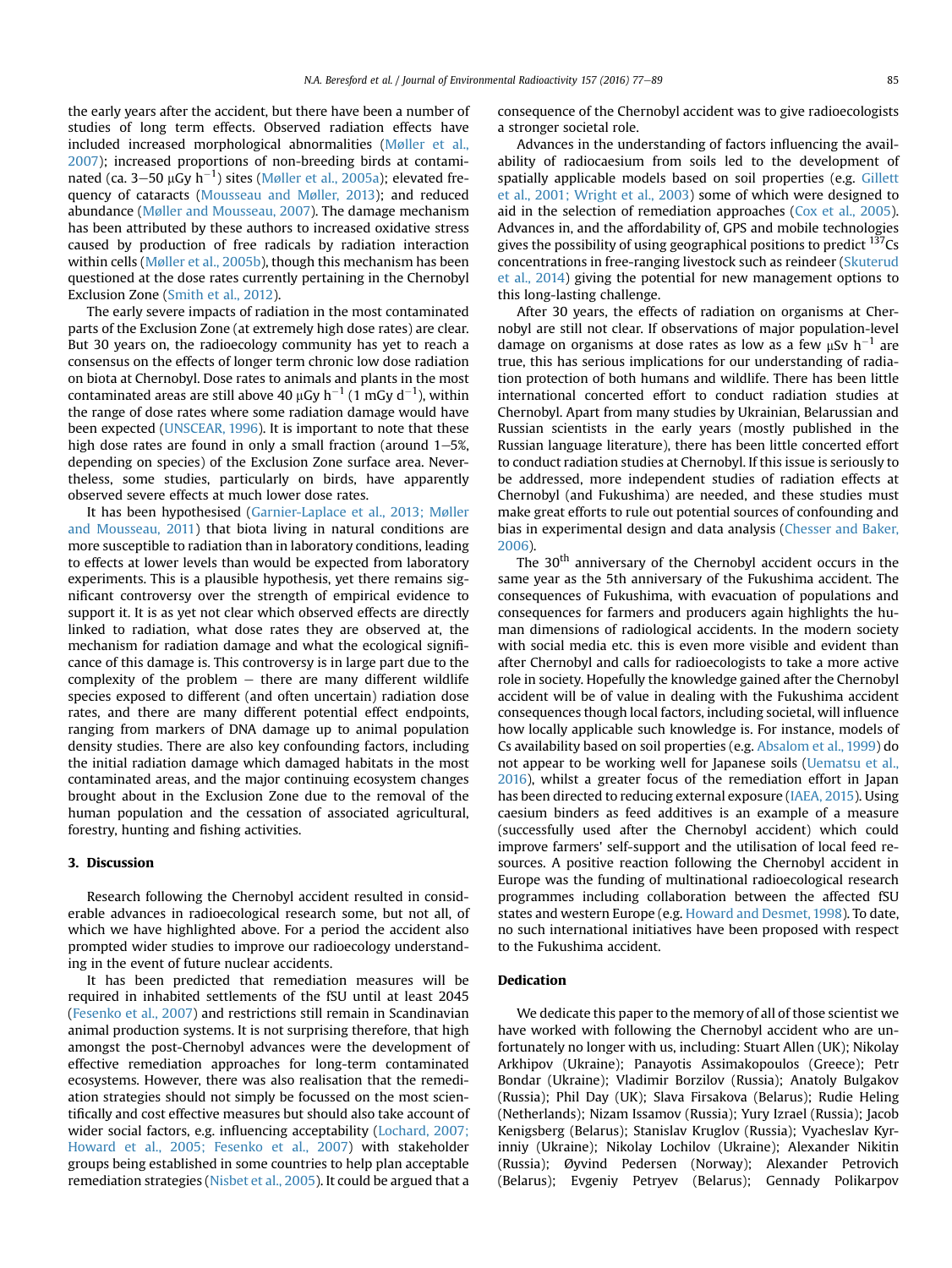the early years after the accident, but there have been a number of studies of long term effects. Observed radiation effects have included increased morphological abnormalities (Møller et al., 2007); increased proportions of non-breeding birds at contaminated (ca. 3–50 $\mu$Gy h$^{-1}$) sites (Møller et al., 2005a); elevated frequency of cataracts (Mousseau and Møller, 2013); and reduced abundance (Møller and Mousseau, 2007). The damage mechanism has been attributed by these authors to increased oxidative stress caused by production of free radicals by radiation interaction within cells (Møller et al., 2005b), though this mechanism has been questioned at the dose rates currently pertaining in the Chernobyl Exclusion Zone (Smith et al., 2012).

The early severe impacts of radiation in the most contaminated parts of the Exclusion Zone (at extremely high dose rates) are clear. But 30 years on, the radioecology community has yet to reach a consensus on the effects of longer term chronic low dose radiation on biota at Chernobyl. Dose rates to animals and plants in the most contaminated areas are still above 40 $\mu$Gy h$^{-1}$ (1 mGy d$^{-1}$), within the range of dose rates where some radiation damage would have been expected (UNSCEAR, 1996). It is important to note that these high dose rates are found in only a small fraction (around 1–5%, depending on species) of the Exclusion Zone surface area. Nevertheless, some studies, particularly on birds, have apparently observed severe effects at much lower dose rates.

It has been hypothesised (Garnier-Laplace et al., 2013; Møller and Mousseau, 2011) that biota living in natural conditions are more susceptible to radiation than in laboratory conditions, leading to effects at lower levels than would be expected from laboratory experiments. This is a plausible hypothesis, yet there remains significant controversy over the strength of empirical evidence to support it. It is as yet not clear which observed effects are directly linked to radiation, what dose rates they are observed at, the mechanism for radiation damage and what the ecological significance of this damage is. This controversy is in large part due to the complexity of the problem – there are many different wildlife species exposed to different (and often uncertain) radiation dose rates, and there are many different potential effect endpoints, ranging from markers of DNA damage up to animal population density studies. There are also key confounding factors, including the initial radiation damage which damaged habitats in the most contaminated areas, and the major continuing ecosystem changes brought about in the Exclusion Zone due to the removal of the human population and the cessation of associated agricultural, forestry, hunting and fishing activities.

## 3. Discussion

Research following the Chernobyl accident resulted in considerable advances in radioecological research some, but not all, of which we have highlighted above. For a period the accident also prompted wider studies to improve our radioecology understanding in the event of future nuclear accidents.

It has been predicted that remediation measures will be required in inhabited settlements of the fSU until at least 2045 (Fesenko et al., 2007) and restrictions still remain in Scandinavian animal production systems. It is not surprising therefore, that high amongst the post-Chernobyl advances were the development of effective remediation approaches for long-term contaminated ecosystems. However, there was also realisation that the remediation strategies should not simply be focussed on the most scientifically and cost effective measures but should also take account of wider social factors, e.g. influencing acceptability (Lochard, 2007; Howard et al., 2005; Fesenko et al., 2007) with stakeholder groups being established in some countries to help plan acceptable remediation strategies (Nisbet et al., 2005). It could be argued that a consequence of the Chernobyl accident was to give radioecologists a stronger societal role.

Advances in the understanding of factors influencing the availability of radiocaesium from soils led to the development of spatially applicable models based on soil properties (e.g. Gillett et al., 2001; Wright et al., 2003) some of which were designed to aid in the selection of remediation approaches (Cox et al., 2005). Advances in, and the affordability of, GPS and mobile technologies gives the possibility of using geographical positions to predict $^{137}$Cs concentrations in free-ranging livestock such as reindeer (Skuterud et al., 2014) giving the potential for new management options to this long-lasting challenge.

After 30 years, the effects of radiation on organisms at Chernobyl are still not clear. If observations of major population-level damage on organisms at dose rates as low as a few $\mu$Sv h$^{-1}$ are true, this has serious implications for our understanding of radiation protection of both humans and wildlife. There has been little international concerted effort to conduct radiation studies at Chernobyl. Apart from many studies by Ukrainian, Belarussian and Russian scientists in the early years (mostly published in the Russian language literature), there has been little concerted effort to conduct radiation studies at Chernobyl. If this issue is seriously to be addressed, more independent studies of radiation effects at Chernobyl (and Fukushima) are needed, and these studies must make great efforts to rule out potential sources of confounding and bias in experimental design and data analysis (Chesser and Baker, 2006).

The 30$^{th}$ anniversary of the Chernobyl accident occurs in the same year as the 5th anniversary of the Fukushima accident. The consequences of Fukushima, with evacuation of populations and consequences for farmers and producers again highlights the human dimensions of radiological accidents. In the modern society with social media etc. this is even more visible and evident than after Chernobyl and calls for radioecologists to take a more active role in society. Hopefully the knowledge gained after the Chernobyl accident will be of value in dealing with the Fukushima accident consequences though local factors, including societal, will influence how locally applicable such knowledge is. For instance, models of Cs availability based on soil properties (e.g. Absalom et al., 1999) do not appear to be working well for Japanese soils (Uematsu et al., 2016), whilst a greater focus of the remediation effort in Japan has been directed to reducing external exposure (IAEA, 2015). Using caesium binders as feed additives is an example of a measure (successfully used after the Chernobyl accident) which could improve farmers' self-support and the utilisation of local feed resources. A positive reaction following the Chernobyl accident in Europe was the funding of multinational radioecological research programmes including collaboration between the affected fSU states and western Europe (e.g. Howard and Desmet, 1998). To date, no such international initiatives have been proposed with respect to the Fukushima accident.

## Dedication

We dedicate this paper to the memory of all of those scientist we have worked with following the Chernobyl accident who are unfortunately no longer with us, including: Stuart Allen (UK); Nikolay Arkhipov (Ukraine); Panayotis Assimakopoulos (Greece); Petr Bondar (Ukraine); Vladimir Borzilov (Russia); Anatoly Bulgakov (Russia); Phil Day (UK); Slava Firsakova (Belarus); Rudie Heling (Netherlands); Nizam Issamov (Russia); Yury Izrael (Russia); Jacob Kenigsberg (Belarus); Stanislav Kruglov (Russia); Vyacheslav Kyrinniy (Ukraine); Nikolay Lochilov (Ukraine); Alexander Nikitin (Russia); Øyvind Pedersen (Norway); Alexander Petrovich (Belarus); Evgeniy Petryev (Belarus); Gennady Polikarpov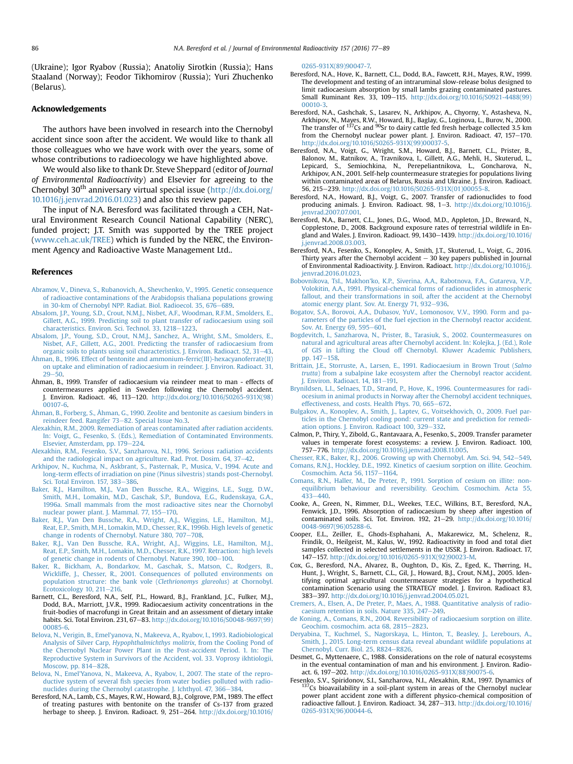(Ukraine); Igor Ryabov (Russia); Anatoliy Sirotkin (Russia); Hans Staaland (Norway); Feodor Tikhomirov (Russia); Yuri Zhuchenko (Belarus).

## Acknowledgements

The authors have been involved in research into the Chernobyl accident since soon after the accident. We would like to thank all those colleagues who we have work with over the years, some of whose contributions to radioecology we have highlighted above.

We would also like to thank Dr. Steve Sheppard (editor of *Journal of Environmental Radioactivity*) and Elsevier for agreeing to the Chernobyl 30[th] anniversary virtual special issue (http://dx.doi.org/10.1016/j.jenvrad.2016.01.023) and also this review paper.

The input of N.A. Beresford was facilitated through a CEH, Natural Environment Research Council National Capability (NERC), funded project; J.T. Smith was supported by the TREE project (www.ceh.ac.uk/TREE) which is funded by the NERC, the Environment Agency and Radioactive Waste Management Ltd..

## References

Abramov, V., Dineva, S., Rubanovich, A., Shevchenko, V., 1995. Genetic consequence of radioactive contaminations of the Arabidopsis thaliana populations growing in 30-km of Chernobyl NPP. Radiat. Biol. Radioecol. 35, 676–689.

Absalom, J.P., Young, S.D., Crout, N.M.J., Nisbet, A.F., Woodman, R.F.M., Smolders, E., Gillett, A.G., 1999. Predicting soil to plant transfer of radiocaesium using soil characteristics. Environ. Sci. Technol. 33, 1218–1223.

Absalom, J.P., Young, S.D., Crout, N.M.J., Sanchez, A., Wright, S.M., Smolders, E., Nisbet, A.F., Gillett, A.G., 2001. Predicting the transfer of radiocaesium from organic soils to plants using soil characteristics. J. Environ. Radioact. 52, 31–43.

Åhman, B., 1996. Effect of bentonite and ammonium-ferric(III)-hexacyanoferrate(II) on uptake and elimination of radiocaesium in reindeer. J. Environ. Radioact. 31, 29–50.

Åhman, B., 1999. Transfer of radiocaesium via reindeer meat to man - effects of countermeasures applied in Sweden following the Chernobyl accident. J. Environ. Radioact. 46, 113–120. http://dx.doi.org/10.1016/S0265-931X(98)00107-6.

Åhman, B., Forberg, S., Åhman, G., 1990. Zeolite and bentonite as caesium binders in reindeer feed. Rangifer 73–82. Special Issue No.3.

Alexakhin, R.M., 2009. Remediation of areas contaminated after radiation accidents. In: Voigt, G., Fesenko, S. (Eds.), Remediation of Contaminated Environments. Elsevier, Amsterdam, pp. 179–224.

Alexakhin, R.M., Fesenko, S.V., Sanzharova, N.I., 1996. Serious radiation accidents and the radiological impact on agriculture. Rad. Prot. Dosim. 64, 37–42.

Arkhipov, N., Kuchma, N., Askbrant, S., Pasternak, P., Musica, V., 1994. Acute and long-term effects of irradiation on pine (Pinus silvestris) stands post-Chernobyl. Sci. Total Environ. 157, 383–386.

Baker, R.J., Hamilton, M.J., Van Den Bussche, R.A., Wiggins, L.E., Sugg, D.W., Smith, M.H., Lomakin, M.D., Gaschak, S.P., Bundova, E.G., Rudenskaya, G.A., 1996a. Small mammals from the most radioactive sites near the Chornobyl nuclear power plant. J. Mammal. 77, 155–170.

Baker, R.J., Van Den Bussche, R.A., Wright, A.J., Wiggins, L.E., Hamilton, M.J., Reat, E.P., Smith, M.H., Lomakin, M.D., Chesser, R.K., 1996b. High levels of genetic change in rodents of Chernobyl. Nature 380, 707–708.

Baker, R.J., Van Den Bussche, R.A., Wright, A.J., Wiggins, L.E., Hamilton, M.J., Reat, E.P., Smith, M.H., Lomakin, M.D., Chesser, R.K., 1997. Retraction: high levels of genetic change in rodents of Chernobyl. Nature 390, 100–100.

Baker, R., Bickham, A., Bondarkov, M., Gaschak, S., Matson, C., Rodgers, B., Wickliffe, J., Chesser, R., 2001. Consequences of polluted environments on population structure: the bank vole (*Clethrionomys glareolus*) at Chornobyl. Ecotoxicology 10, 211–216.

Barnett, C.L., Beresford, N.A., Self, P.L., Howard, B.J., Frankland, J.C., Fulker, M.J., Dodd, B.A., Marriott, J.V.R., 1999. Radiocaesium activity concentrations in the fruit-bodies of macrofungi in Great Britain and an assessment of dietary intake habits. Sci. Total Environ. 231, 67–83. http://dx.doi.org/10.1016/S0048-9697(99)00085-6.

Belova, N., Verigin, B., Emel'yanova, N., Makeeva, A., Ryabov, I., 1993. Radiobiological Analysis of Silver Carp, *Hypophthalmichthys molitrix*, from the Cooling Pond of the Chernobyl Nuclear Power Plant in the Post-accident Period. 1. In: The Reproductive System in Survivors of the Accident, vol. 33. Voprosy ikhtiologii, Moscow, pp. 814–828.

Belova, N., Emel'Yanova, N., Makeeva, A., Ryabov, I., 2007. The state of the reproductive system of several fish species from water bodies polluted with radionuclides during the Chernobyl catastrophe. J. Ichthyol. 47, 366–384.

Beresford, N.A., Lamb, C.S., Mayes, R.W., Howard, B.J., Colgrove, P.M., 1989. The effect of treating pastures with bentonite on the transfer of Cs-137 from grazed herbage to sheep. J. Environ. Radioact. 9, 251–264. http://dx.doi.org/10.1016/0265-931X(89)90047-7.

Beresford, N.A., Hove, K., Barnett, C.L., Dodd, B.A., Fawcett, R.H., Mayes, R.W., 1999. The development and testing of an intraruminal slow-release bolus designed to limit radiocaesium absorption by small lambs grazing contaminated pastures. Small Ruminant Res. 33, 109–115. http://dx.doi.org/10.1016/S0921-4488(99)00010-3.

Beresford, N.A., Gashchak, S., Lasarev, N., Arkhipov, A., Chyorny, Y., Astasheva, N., Arkhipov, N., Mayes, R.W., Howard, B.J., Baglay, G., Loginova, L., Burov, N., 2000. The transfer of $^{137}$Cs and $^{90}$Sr to dairy cattle fed fresh herbage collected 3.5 km from the Chernobyl nuclear power plant. J. Environ. Radioact. 47, 157–170. http://dx.doi.org/10.1016/S0265-931X(99)00037-5.

Beresford, N.A., Voigt, G., Wright, S.M., Howard, B.J., Barnett, C.L., Prister, B., Balonov, M., Ratnikov, A., Travnikova, I., Gillett, A.G., Mehli, H., Skuterud, L., Lepicard, S., Semiochkina, N., Perepeliantnikova, L., Goncharova, N., Arkhipov, A.N., 2001. Self-help countermeasure strategies for populations living within contaminated areas of Belarus, Russia and Ukraine. J. Environ. Radioact. 56, 215–239. http://dx.doi.org/10.1016/S0265-931X(01)00055-8.

Beresford, N.A., Howard, B.J., Voigt, G., 2007. Transfer of radionuclides to food producing animals. J. Environ. Radioact. 98, 1–3. http://dx.doi.org/10.1016/j.jenvrad.2007.07.001.

Beresford, N.A., Barnett, C.L., Jones, D.G., Wood, M.D., Appleton, J.D., Breward, N., Copplestone, D., 2008. Background exposure rates of terrestrial wildlife in England and Wales. J. Environ. Radioact. 99, 1430–1439. http://dx.doi.org/10.1016/j.jenvrad.2008.03.003.

Beresford, N.A., Fesenko, S., Konoplev, A., Smith, J.T., Skuterud, L., Voigt, G., 2016. Thirty years after the Chernobyl accident – 30 key papers published in Journal of Environmental Radioactivity. J. Environ. Radioact. http://dx.doi.org/10.1016/j.jenvrad.2016.01.023.

Bobovnikova, TsI., Makhon'ko, K.P., Siverina, A.A., Rabotnova, F.A., Gutareva, V.P., Volokitin, A.A., 1991. Physical-chemical forms of radionuclides in atmospheric fallout, and their transformations in soil, after the accident at the Chernobyl atomic energy plant. Sov. At. Energy 71, 932–936.

Bogatov, S.A., Borovoi, A.A., Dubasov, YuV., Lomonosov, V.V., 1990. Form and parameters of the particles of the fuel ejection in the Chernobyl reactor accident. Sov. At. Energy 69, 595–601.

Bogdevitch, I., Sanzharova, N., Prister, B., Tarasiuk, S., 2002. Countermeasures on natural and agricultural areas after Chernobyl accident. In: Kolejka, J. (Ed.), Role of GIS in Lifting the Cloud off Chernobyl. Kluwer Academic Publishers, pp. 147–158.

Brittain, J.E., Storruste, A., Larsen, E., 1991. Radiocaesium in Brown Trout (*Salmo trutta*) from a subalpine lake ecosystem after the Chernobyl reactor accident. J. Environ. Radioact. 14, 181–191.

Brynildsen, L.I., Selnaes, T.D., Strand, P., Hove, K., 1996. Countermeasures for radiocesium in animal products in Norway after the Chernobyl accident techniques, effectiveness, and costs. Health Phys. 70, 665–672.

Bulgakov, A., Konoplev, A., Smith, J., Laptev, G., Voitsekhovich, O., 2009. Fuel particles in the Chernobyl cooling pond: current state and prediction for remediation options. J. Environ. Radioact 100, 329–332.

Calmon, P., Thiry, Y., Zibold, G., Rantavaara, A., Fesenko, S., 2009. Transfer parameter values in temperate forest ecosystems: a review. J. Environ. Radioact. 100, 757–776. http://dx.doi.org/10.1016/j.jenvrad.2008.11.005.

Chesser, R.K., Baker, R.J., 2006. Growing up with Chernobyl. Am. Sci. 94, 542–549.

Comans, R.N.J., Hockley, D.E., 1992. Kinetics of caesium sorption on illite. Geochim. Cosmochim. Acta 56, 1157–1164.

Comans, R.N., Haller, M., De Preter, P., 1991. Sorption of cesium on illite: nonequilibrium behaviour and reversibility. Geochim. Cosmochim. Acta 55, 433–440.

Cooke, A., Green, N., Rimmer, D.L., Weekes, T.E.C., Wilkins, B.T., Beresford, N.A., Fenwick, J.D., 1996. Absorption of radiocaesium by sheep after ingestion of contaminated soils. Sci. Tot. Environ. 192, 21–29. http://dx.doi.org/10.1016/0048-9697(96)05288-6.

Cooper, E.L., Zeiller, E., Ghods-Esphahani, A., Makarewicz, M., Schelenz, R., Frindik, O., Heilgeist, M., Kalus, W., 1992. Radioactivity in food and total diet samples collected in selected settlements in the USSR. J. Environ. Radioact. 17, 147–157. http://dx.doi.org/10.1016/0265-931X(92)90023-M.

Cox, G., Beresford, N.A., Alvarez, B., Oughton, D., Kis, Z., Eged, K., Thørring, H., Hunt, J., Wright, S., Barnett, C.L., Gil, J., Howard, B.J., Crout, N.M.J., 2005. Identifying optimal agricultural countermeasure strategies for a hypothetical contamination Scenario using the STRATEGY model. J. Environ. Radioact 83, 383–397. http://dx.doi.org/10.1016/j.jenvrad.2004.05.021.

Cremers, A., Elsen, A., De Preter, P., Maes, A., 1988. Quantitative analysis of radiocaesium retention in soils. Nature 335, 247–249.

de Koning, A., Comans, R.N., 2004. Reversibility of radiocaesium sorption on illite. Geochim. cosmochim. acta 68, 2815–2823.

Deryabina, T., Kuchmel, S., Nagorskaya, L., Hinton, T., Beasley, J., Lerebours, A., Smith, J., 2015. Long-term census data reveal abundant wildlife populations at Chernobyl. Curr. Biol. 25, R824–R826.

Desmet, G., Myttenaere, C., 1988. Considerations on the role of natural ecosystems in the eventual contamination of man and his environment. J. Environ. Radioact. 6, 197–202. http://dx.doi.org/10.1016/0265-931X(88)90075-6.

Fesenko, S.V., Spiridonov, S.I., Sanzharova, N.I., Alexakhin, R.M., 1997. Dynamics of $^{137}$Cs bioavailability in a soil-plant system in areas of the Chernobyl nuclear power plant accident zone with a different physico-chemical composition of radioactive fallout. J. Environ. Radioact. 34, 287–313. http://dx.doi.org/10.1016/0265-931X(96)00044-6.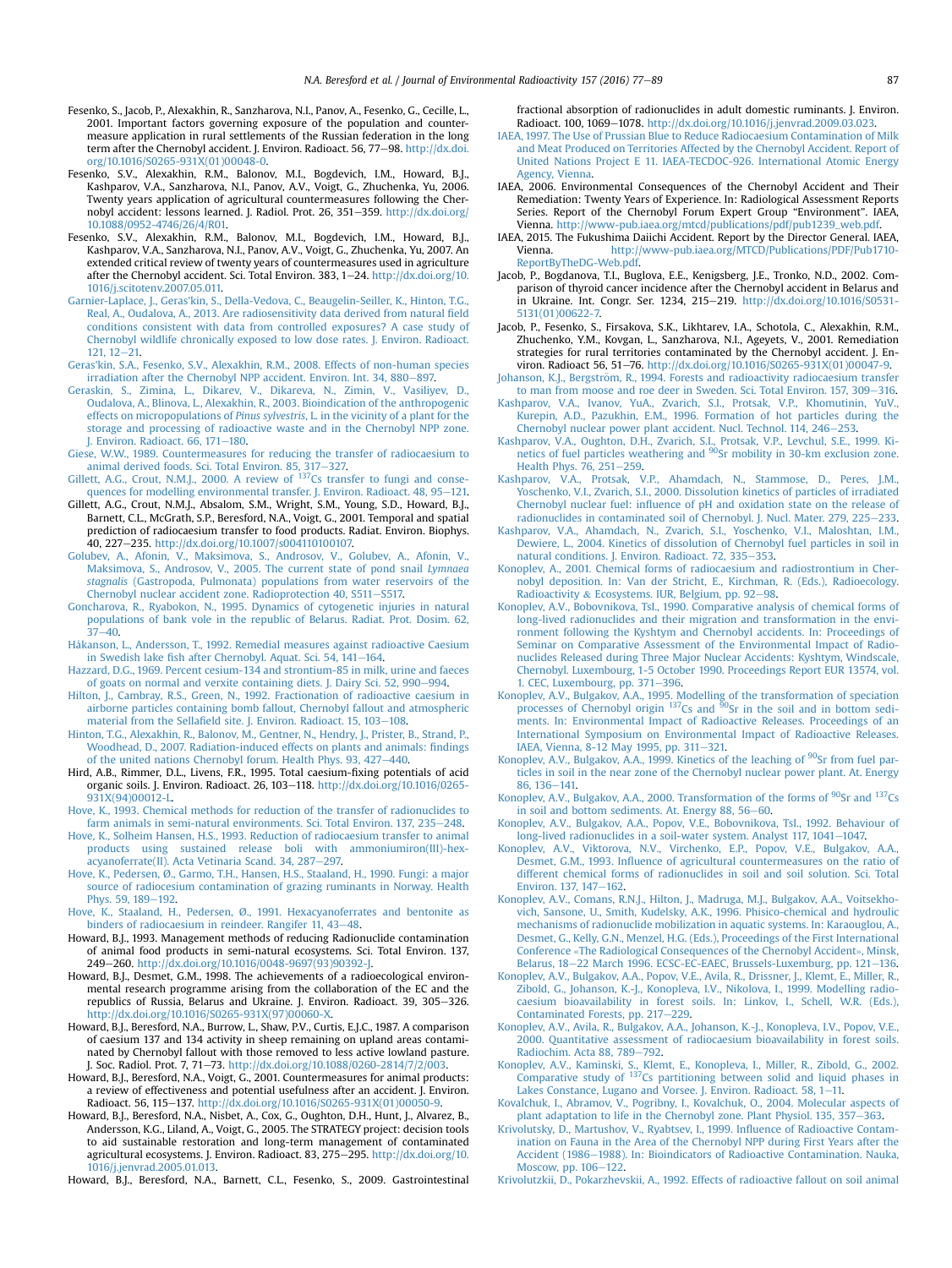Fesenko, S., Jacob, P., Alexakhin, R., Sanzharova, N.I., Panov, A., Fesenko, G., Cecille, L., 2001. Important factors governing exposure of the population and countermeasure application in rural settlements of the Russian federation in the long term after the Chernobyl accident. J. Environ. Radioact. 56, 77–98. http://dx.doi.org/10.1016/S0265-931X(01)00048-0.

Fesenko, S.V., Alexakhin, R.M., Balonov, M.I., Bogdevich, I.M., Howard, B.J., Kashparov, V.A., Sanzharova, N.I., Panov, A.V., Voigt, G., Zhuchenka, Yu, 2006. Twenty years application of agricultural countermeasures following the Chernobyl accident: lessons learned. J. Radiol. Prot. 26, 351–359. http://dx.doi.org/10.1088/0952-4746/26/4/R01.

Fesenko, S.V., Alexakhin, R.M., Balonov, M.I., Bogdevich, I.M., Howard, B.J., Kashparov, V.A., Sanzharova, N.I., Panov, A.V., Voigt, G., Zhuchenka, Yu, 2007. An extended critical review of twenty years of countermeasures used in agriculture after the Chernobyl accident. Sci. Total Environ. 383, 1–24. http://dx.doi.org/10.1016/j.scitotenv.2007.05.011.

Garnier-Laplace, J., Geras'kin, S., Della-Vedova, C., Beaugelin-Seiller, K., Hinton, T.G., Real, A., Oudalova, A., 2013. Are radiosensitivity data derived from natural field conditions consistent with data from controlled exposures? A case study of Chernobyl wildlife chronically exposed to low dose rates. J. Environ. Radioact. 121, 12–21.

Geras'kin, S.A., Fesenko, S.V., Alexakhin, R.M., 2008. Effects of non-human species irradiation after the Chernobyl NPP accident. Environ. Int. 34, 880–897.

Geraskin, S., Zimina, L., Dikarev, V., Dikareva, N., Zimin, V., Vasiliyev, D., Oudalova, A., Blinova, L., Alexakhin, R., 2003. Bioindication of the anthropogenic effects on micropopulations of *Pinus sylvestris*, L. in the vicinity of a plant for the storage and processing of radioactive waste and in the Chernobyl NPP zone. J. Environ. Radioact. 66, 171–180.

Giese, W.W., 1989. Countermeasures for reducing the transfer of radiocaesium to animal derived foods. Sci. Total Environ. 85, 317–327.

Gillett, A.G., Crout, N.M.J., 2000. A review of $^{137}$Cs transfer to fungi and consequences for modelling environmental transfer. J. Environ. Radioact. 48, 95–121.

Gillett, A.G., Crout, N.M.J., Absalom, S.M., Wright, S.M., Young, S.D., Howard, B.J., Barnett, C.L., McGrath, S.P., Beresford, N.A., Voigt, G., 2001. Temporal and spatial prediction of radiocaesium transfer to food products. Radiat. Environ. Biophys. 40, 227–235. http://dx.doi.org/10.1007/s004110100107.

Golubev, A., Afonin, V., Maksimova, S., Androsov, V., Golubev, A., Afonin, V., Maksimova, S., Androsov, V., 2005. The current state of pond snail *Lymnaea stagnalis* (Gastropoda, Pulmonata) populations from water reservoirs of the Chernobyl nuclear accident zone. Radioprotection 40, S511–S517.

Goncharova, R., Ryabokon, N., 1995. Dynamics of cytogenetic injuries in natural populations of bank vole in the republic of Belarus. Radiat. Prot. Dosim. 62, 37–40.

Håkanson, L., Andersson, T., 1992. Remedial measures against radioactive Caesium in Swedish lake fish after Chernobyl. Aquat. Sci. 54, 141–164.

Hazzard, D.G., 1969. Percent cesium-134 and strontium-85 in milk, urine and faeces of goats on normal and vermiculite containing diets. J. Dairy Sci. 52, 990–994.

Hilton, J., Cambray, R.S., Green, N., 1992. Fractionation of radioactive caesium in airborne particles containing bomb fallout, Chernobyl fallout and atmospheric material from the Sellafield site. J. Environ. Radioact. 15, 103–108.

Hinton, T.G., Alexakhin, R., Balonov, M., Gentner, N., Hendry, J., Prister, B., Strand, P., Woodhead, D., 2007. Radiation-induced effects on plants and animals: findings of the united nations Chernobyl forum. Health Phys. 93, 427–440.

Hird, A.B., Rimmer, D.L., Livens, F.R., 1995. Total caesium-fixing potentials of acid organic soils. J. Environ. Radioact. 26, 103–118. http://dx.doi.org/10.1016/0265-931X(94)00012-L.

Hove, K., 1993. Chemical methods for reduction of the transfer of radionuclides to farm animals in semi-natural environments. Sci. Total Environ. 137, 235–248.

Hove, K., Solheim Hansen, H.S., 1993. Reduction of radiocaesium transfer to animal products using sustained release boli with ammoniumiron(III)-hexacyanoferrate(II). Acta Vetinaria Scand. 34, 287–297.

Hove, K., Pedersen, Ø., Garmo, T.H., Hansen, H.S., Staaland, H., 1990. Fungi: a major source of radiocesium contamination of grazing ruminants in Norway. Health Phys. 59, 189–192.

Hove, K., Staaland, H., Pedersen, Ø., 1991. Hexacyanoferrates and bentonite as binders of radiocaesium in reindeer. Rangifer 11, 43–48.

Howard, B.J., 1993. Management methods of reducing Radionuclide contamination of animal food products in semi-natural ecosystems. Sci. Total Environ. 137, 249–260. http://dx.doi.org/10.1016/0048-9697(93)90392-J.

Howard, B.J., Desmet, G.M., 1998. The achievements of a radioecological environmental research programme arising from the collaboration of the EC and the republics of Russia, Belarus and Ukraine. J. Environ. Radioact. 39, 305–326. http://dx.doi.org/10.1016/S0265-931X(97)00060-X.

Howard, B.J., Beresford, N.A., Burrow, L., Shaw, P.V., Curtis, E.J.C., 1987. A comparison of caesium 137 and 134 activity in sheep remaining on upland areas contaminated by Chernobyl fallout with those removed to less active lowland pasture. J. Soc. Radiol. Prot. 7, 71–73. http://dx.doi.org/10.1088/0260-2814/7/2/003.

Howard, B.J., Beresford, N.A., Voigt, G., 2001. Countermeasures for animal products: a review of effectiveness and potential usefulness after an accident. J. Environ. Radioact. 56, 115–137. http://dx.doi.org/10.1016/S0265-931X(01)00050-9.

Howard, B.J., Beresford, N.A., Nisbet, A., Cox, G., Oughton, D.H., Hunt, J., Alvarez, B., Andersson, K.G., Liland, A., Voigt, G., 2005. The STRATEGY project: decision tools to aid sustainable restoration and long-term management of contaminated agricultural ecosystems. J. Environ. Radioact. 83, 275–295. http://dx.doi.org/10.1016/j.jenvrad.2005.01.013.

Howard, B.J., Beresford, N.A., Barnett, C.L., Fesenko, S., 2009. Gastrointestinal fractional absorption of radionuclides in adult domestic ruminants. J. Environ. Radioact. 100, 1069–1078. http://dx.doi.org/10.1016/j.jenvrad.2009.03.023.

IAEA, 1997. The Use of Prussian Blue to Reduce Radiocaesium Contamination of Milk and Meat Produced on Territories Affected by the Chernobyl Accident. Report of United Nations Project E 11. IAEA-TECDOC-926. International Atomic Energy Agency, Vienna.

IAEA, 2006. Environmental Consequences of the Chernobyl Accident and Their Remediation: Twenty Years of Experience. In: Radiological Assessment Reports Series. Report of the Chernobyl Forum Expert Group "Environment". IAEA, Vienna. http://www-pub.iaea.org/mtcd/publications/pdf/pub1239_web.pdf.

IAEA, 2015. The Fukushima Daiichi Accident. Report by the Director General. IAEA, Vienna. http://www-pub.iaea.org/MTCD/Publications/PDF/Pub1710-ReportByTheDG-Web.pdf.

Jacob, P., Bogdanova, T.I., Buglova, E.E., Kenigsberg, J.E., Tronko, N.D., 2002. Comparison of thyroid cancer incidence after the Chernobyl accident in Belarus and in Ukraine. Int. Congr. Ser. 1234, 215–219. http://dx.doi.org/10.1016/S0531-5131(01)00622-7.

Jacob, P., Fesenko, S., Firsakova, S.K., Likhtarev, I.A., Schotola, C., Alexakhin, R.M., Zhuchenko, Y.M., Kovgan, L., Sanzharova, N.I., Ageyets, V., 2001. Remediation strategies for rural territories contaminated by the Chernobyl accident. J. Environ. Radioact 56, 51–76. http://dx.doi.org/10.1016/S0265-931X(01)00047-9.

Johanson, K.J., Bergström, R., 1994. Forests and radioactivity radiocaesium transfer to man from moose and roe deer in Sweden. Sci. Total Environ. 157, 309–316.

Kashparov, V.A., Ivanov, YuA., Zvarich, S.I., Protsak, V.P., Khomutinin, YuV., Kurepin, A.D., Pazukhin, E.M., 1996. Formation of hot particles during the Chernobyl nuclear power plant accident. Nucl. Technol. 114, 246–253.

Kashparov, V.A., Oughton, D.H., Zvarich, S.I., Protsak, V.P., Levchul, S.E., 1999. Kinetics of fuel particles weathering and $^{90}$Sr mobility in 30-km exclusion zone. Health Phys. 76, 251–259.

Kashparov, V.A., Protsak, V.P., Ahamdach, N., Stammose, D., Peres, J.M., Yoschenko, V.I., Zvarich, S.I., 2000. Dissolution kinetics of particles of irradiated Chernobyl nuclear fuel: influence of pH and oxidation state on the release of radionuclides in contaminated soil of Chernobyl. J. Nucl. Mater. 279, 225–233.

Kashparov, V.A., Ahamdach, N., Zvarich, S.I., Yoschenko, V.I., Maloshtan, I.M., Dewiere, L., 2004. Kinetics of dissolution of Chernobyl fuel particles in soil in natural conditions. J. Environ. Radioact. 72, 335–353.

Konoplev, A., 2001. Chemical forms of radiocaesium and radiostrontium in Chernobyl deposition. In: Van der Stricht, E., Kirchman, R. (Eds.), Radioecology. Radioactivity & Ecosystems. IUR, Belgium, pp. 92–98.

Konoplev, A.V., Bobovnikova, TsI., 1990. Comparative analysis of chemical forms of long-lived radionuclides and their migration and transformation in the environment following the Kyshtym and Chernobyl accidents. In: Proceedings of Seminar on Comparative Assessment of the Environmental Impact of Radionuclides Released during Three Major Nuclear Accidents: Kyshtym, Windscale, Chernobyl. Luxembourg, 1-5 October 1990. Proceedings Report EUR 13574, vol. 1. CEC, Luxembourg, pp. 371–396.

Konoplev, A.V., Bulgakov, A.A., 1995. Modelling of the transformation of speciation processes of Chernobyl origin $^{137}$Cs and $^{90}$Sr in the soil and in bottom sediments. In: Environmental Impact of Radioactive Releases. Proceedings of an International Symposium on Environmental Impact of Radioactive Releases. IAEA, Vienna, 8-12 May 1995, pp. 311–321.

Konoplev, A.V., Bulgakov, A.A., 1999. Kinetics of the leaching of $^{90}$Sr from fuel particles in soil in the near zone of the Chernobyl nuclear power plant. At. Energy 86, 136–141.

Konoplev, A.V., Bulgakov, A.A., 2000. Transformation of the forms of $^{90}$Sr and $^{137}$Cs in soil and bottom sediments. At. Energy 88, 56–60.

Konoplev, A.V., Bulgakov, A.A., Popov, V.E., Bobovnikova, TsI., 1992. Behaviour of long-lived radionuclides in a soil-water system. Analyst 117, 1041–1047.

Konoplev, A.V., Viktorova, N.V., Virchenko, E.P., Popov, V.E., Bulgakov, A.A., Desmet, G.M., 1993. Influence of agricultural countermeasures on the ratio of different chemical forms of radionuclides in soil and soil solution. Sci. Total Environ. 137, 147–162.

Konoplev, A.V., Comans, R.N.J., Hilton, J., Madruga, M.J., Bulgakov, A.A., Voitsekhovich, Sansone, U., Smith, Kudelsky, A.K., 1996. Phisico-chemical and hydroulic mechanisms of radionuclide mobilization in aquatic systems. In: Karaouglou, A., Desmet, G., Kelly, G.N., Menzel, H.G. (Eds.), Proceedings of the First International Conference «The Radiological Consequences of the Chernobyl Accident», Minsk, Belarus, 18–22 March 1996. ECSC-EC-EAEC, Brussels-Luxemburg, pp. 121–136.

Konoplev, A.V., Bulgakov, A.A., Popov, V.E., Avila, R., Drissner, J., Klemt, E., Miller, R., Zibold, G., Johanson, K.-J., Konopleva, I.V., Nikolova, I., 1999. Modelling radiocaesium bioavailability in forest soils. In: Linkov, I., Schell, W.R. (Eds.), Contaminated Forests, pp. 217–229.

Konoplev, A.V., Avila, R., Bulgakov, A.A., Johanson, K.-J., Konopleva, I.V., Popov, V.E., 2000. Quantitative assessment of radiocaesium bioavailability in forest soils. Radiochim. Acta 88, 789–792.

Konoplev, A.V., Kaminski, S., Klemt, E., Konopleva, I., Miller, R., Zibold, G., 2002. Comparative study of $^{137}$Cs partitioning between solid and liquid phases in Lakes Constance, Lugano and Vorsee. J. Environ. Radioact. 58, 1–11.

Kovalchuk, I., Abramov, V., Pogribny, I., Kovalchuk, O., 2004. Molecular aspects of plant adaptation to life in the Chernobyl zone. Plant Physiol. 135, 357–363.

Krivolutsky, D., Martushov, V., Ryabtsev, I., 1999. Influence of Radioactive Contamination on Fauna in the Area of the Chernobyl NPP during First Years after the Accident (1986–1988). In: Bioindicators of Radioactive Contamination. Nauka, Moscow, pp. 106–122.

Krivolutzkii, D., Pokarzhevskii, A., 1992. Effects of radioactive fallout on soil animal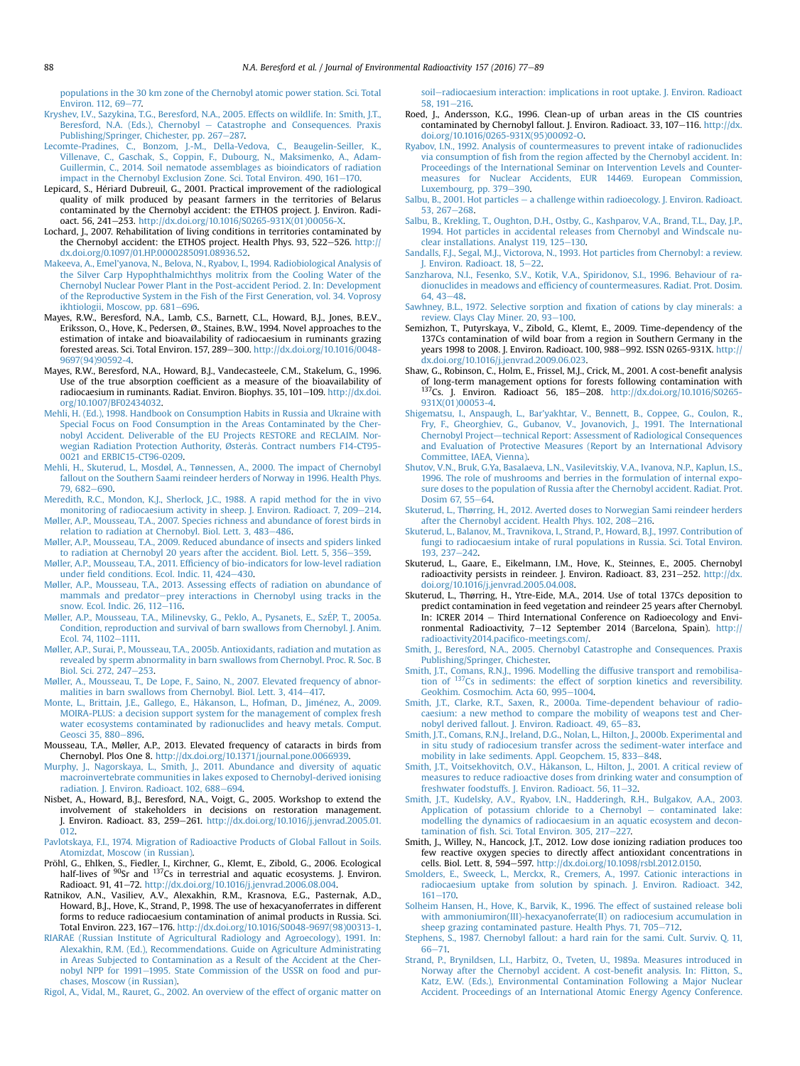populations in the 30 km zone of the Chernobyl atomic power station. Sci. Total Environ. 112, 69–77.

Kryshev, I.V., Sazykina, T.G., Beresford, N.A., 2005. Effects on wildlife. In: Smith, J.T., Beresford, N.A. (Eds.), Chernobyl – Catastrophe and Consequences. Praxis Publishing/Springer, Chichester, pp. 267–287.

Lecomte-Pradines, C., Bonzom, J.-M., Della-Vedova, C., Beaugelin-Seiller, K., Villenave, C., Gaschak, S., Coppin, F., Dubourg, N., Maksimenko, A., Adam-Guillermin, C., 2014. Soil nematode assemblages as bioindicators of radiation impact in the Chernobyl Exclusion Zone. Sci. Total Environ. 490, 161–170.

Lepicard, S., Hériard Dubreuil, G., 2001. Practical improvement of the radiological quality of milk produced by peasant farmers in the territories of Belarus contaminated by the Chernobyl accident: the ETHOS project. J. Environ. Radioact. 56, 241–253. http://dx.doi.org/10.1016/S0265-931X(01)00056-X.

Lochard, J., 2007. Rehabilitation of living conditions in territories contaminated by the Chernobyl accident: the ETHOS project. Health Phys. 93, 522–526. http://dx.doi.org/0.1097/01.HP.0000285091.08936.52.

Makeeva, A., Emel'yanova, N., Belova, N., Ryabov, I., 1994. Radiobiological Analysis of the Silver Carp Hypophthalmichthys molitrix from the Cooling Water of the Chernobyl Nuclear Power Plant in the Post-accident Period. 2. In: Development of the Reproductive System in the Fish of the First Generation, vol. 34. Voprosy ikhtiologii, Moscow, pp. 681–696.

Mayes, R.W., Beresford, N.A., Lamb, C.S., Barnett, C.L., Howard, B.J., Jones, B.E.V., Eriksson, O., Hove, K., Pedersen, Ø., Staines, B.W., 1994. Novel approaches to the estimation of intake and bioavailability of radiocaesium in ruminants grazing forested areas. Sci. Total Environ. 157, 289–300. http://dx.doi.org/10.1016/0048-9697(94)90592-4.

Mayes, R.W., Beresford, N.A., Howard, B.J., Vandecasteele, C.M., Stakelum, G., 1996. Use of the true absorption coefficient as a measure of the bioavailability of radiocaesium in ruminants. Radiat. Environ. Biophys. 35, 101–109. http://dx.doi.org/10.1007/BF02434032.

Mehli, H. (Ed.), 1998. Handbook on Consumption Habits in Russia and Ukraine with Special Focus on Food Consumption in the Areas Contaminated by the Chernobyl Accident. Deliverable of the EU Projects RESTORE and RECLAIM. Norwegian Radiation Protection Authority, Østerås. Contract numbers F14-CT95-0021 and ERBIC15-CT96-0209.

Mehli, H., Skuterud, L., Mosdøl, A., Tønnessen, A., 2000. The impact of Chernobyl fallout on the Southern Saami reindeer herders of Norway in 1996. Health Phys. 79, 682–690.

Meredith, R.C., Mondon, K.J., Sherlock, J.C., 1988. A rapid method for the in vivo monitoring of radiocaesium activity in sheep. J. Environ. Radioact. 7, 209–214.

Møller, A.P., Mousseau, T.A., 2007. Species richness and abundance of forest birds in relation to radiation at Chernobyl. Biol. Lett. 3, 483–486.

Møller, A.P., Mousseau, T.A., 2009. Reduced abundance of insects and spiders linked to radiation at Chernobyl 20 years after the accident. Biol. Lett. 5, 356–359.

Møller, A.P., Mousseau, T.A., 2011. Efficiency of bio-indicators for low-level radiation under field conditions. Ecol. Indic. 11, 424–430.

Møller, A.P., Mousseau, T.A., 2013. Assessing effects of radiation on abundance of mammals and predator–prey interactions in Chernobyl using tracks in the snow. Ecol. Indic. 26, 112–116.

Møller, A.P., Mousseau, T.A., Milinevsky, G., Peklo, A., Pysanets, E., SzÉP, T., 2005a. Condition, reproduction and survival of barn swallows from Chernobyl. J. Anim. Ecol. 74, 1102–1111.

Møller, A.P., Surai, P., Mousseau, T.A., 2005b. Antioxidants, radiation and mutation as revealed by sperm abnormality in barn swallows from Chernobyl. Proc. R. Soc. B Biol. Sci. 272, 247–253.

Møller, A., Mousseau, T., De Lope, F., Saino, N., 2007. Elevated frequency of abnormalities in barn swallows from Chernobyl. Biol. Lett. 3, 414–417.

Monte, L., Brittain, J.E., Gallego, E., Håkanson, L., Hofman, D., Jiménez, A., 2009. MOIRA-PLUS: a decision support system for the management of complex fresh water ecosystems contaminated by radionuclides and heavy metals. Comput. Geosci 35, 880–896.

Mousseau, T.A., Møller, A.P., 2013. Elevated frequency of cataracts in birds from Chernobyl. Plos One 8. http://dx.doi.org/10.1371/journal.pone.0066939.

Murphy, J., Nagorskaya, L., Smith, J., 2011. Abundance and diversity of aquatic macroinvertebrate communities in lakes exposed to Chernobyl-derived ionising radiation. J. Environ. Radioact. 102, 688–694.

Nisbet, A., Howard, B.J., Beresford, N.A., Voigt, G., 2005. Workshop to extend the involvement of stakeholders in decisions on restoration management. J. Environ. Radioact. 83, 259–261. http://dx.doi.org/10.1016/j.jenvrad.2005.01.012.

Pavlotskaya, F.I., 1974. Migration of Radioactive Products of Global Fallout in Soils. Atomizdat, Moscow (in Russian).

Pröhl, G., Ehlken, S., Fiedler, I., Kirchner, G., Klemt, E., Zibold, G., 2006. Ecological half-lives of $^{90}$Sr and $^{137}$Cs in terrestrial and aquatic ecosystems. J. Environ. Radioact. 91, 41–72. http://dx.doi.org/10.1016/j.jenvrad.2006.08.004.

Ratnikov, A.N., Vasiliev, A.V., Alexakhin, R.M., Krasnova, E.G., Pasternak, A.D., Howard, B.J., Hove, K., Strand, P., 1998. The use of hexacyanoferrates in different forms to reduce radiocaesium contamination of animal products in Russia. Sci. Total Environ. 223, 167–176. http://dx.doi.org/10.1016/S0048-9697(98)00313-1.

RIARAE (Russian Institute of Agricultural Radiology and Agroecology), 1991. In: Alexakhin, R.M. (Ed.), Recommendations. Guide on Agriculture Administrating in Areas Subjected to Contamination as a Result of the Accident at the Chernobyl NPP for 1991–1995. State Commission of the USSR on food and purchases, Moscow (in Russian).

Rigol, A., Vidal, M., Rauret, G., 2002. An overview of the effect of organic matter on soil–radiocaesium interaction: implications in root uptake. J. Environ. Radioact 58, 191–216.

Roed, J., Andersson, K.G., 1996. Clean-up of urban areas in the CIS countries contaminated by Chernobyl fallout. J. Environ. Radioact. 33, 107–116. http://dx.doi.org/10.1016/0265-931X(95)00092-O.

Ryabov, I.N., 1992. Analysis of countermeasures to prevent intake of radionuclides via consumption of fish from the region affected by the Chernobyl accident. In: Proceedings of the International Seminar on Intervention Levels and Countermeasures for Nuclear Accidents, EUR 14469. European Commission, Luxembourg, pp. 379–390.

Salbu, B., 2001. Hot particles – a challenge within radioecology. J. Environ. Radioact. 53, 267–268.

Salbu, B., Krekling, T., Oughton, D.H., Ostby, G., Kashparov, V.A., Brand, T.L., Day, J.P., 1994. Hot particles in accidental releases from Chernobyl and Windscale nuclear installations. Analyst 119, 125–130.

Sandalls, F.J., Segal, M.J., Victorova, N., 1993. Hot particles from Chernobyl: a review. J. Environ. Radioact. 18, 5–22.

Sanzharova, N.I., Fesenko, S.V., Kotik, V.A., Spiridonov, S.I., 1996. Behaviour of radionuclides in meadows and efficiency of countermeasures. Radiat. Prot. Dosim. 64, 43–48.

Sawhney, B.L., 1972. Selective sorption and fixation of cations by clay minerals: a review. Clays Clay Miner. 20, 93–100.

Semizhon, T., Putyrskaya, V., Zibold, G., Klemt, E., 2009. Time-dependency of the 137Cs contamination of wild boar from a region in Southern Germany in the years 1998 to 2008. J. Environ. Radioact. 100, 988–992. ISSN 0265-931X. http://dx.doi.org/10.1016/j.jenvrad.2009.06.023.

Shaw, G., Robinson, C., Holm, E., Frissel, M.J., Crick, M., 2001. A cost-benefit analysis of long-term management options for forests following contamination with $^{137}$Cs. J. Environ. Radioact 56, 185–208. http://dx.doi.org/10.1016/S0265-931X(01)00053-4.

Shigematsu, I., Anspaugh, L., Bar'yakhtar, V., Bennett, B., Coppee, G., Coulon, R., Fry, F., Gheorghiev, G., Gubanov, V., Jovanovich, J., 1991. The International Chernobyl Project—technical Report: Assessment of Radiological Consequences and Evaluation of Protective Measures (Report by an International Advisory Committee, IAEA, Vienna).

Shutov, V.N., Bruk, G.Ya, Basalaeva, L.N., Vasilevitskiy, V.A., Ivanova, N.P., Kaplun, I.S., 1996. The role of mushrooms and berries in the formulation of internal exposure doses to the population of Russia after the Chernobyl accident. Radiat. Prot. Dosim 67, 55–64.

Skuterud, L., Thørring, H., 2012. Averted doses to Norwegian Sami reindeer herders after the Chernobyl accident. Health Phys. 102, 208–216.

Skuterud, L., Balanov, M., Travnikova, I., Strand, P., Howard, B.J., 1997. Contribution of fungi to radiocaesium intake of rural populations in Russia. Sci. Total Environ. 193, 237–242.

Skuterud, L., Gaare, E., Eikelmann, I.M., Hove, K., Steinnes, E., 2005. Chernobyl radioactivity persists in reindeer. J. Environ. Radioact. 83, 231–252. http://dx.doi.org/10.1016/j.jenvrad.2005.04.008.

Skuterud, L., Thørring, H., Ytre-Eide, M.A., 2014. Use of total 137Cs deposition to predict contamination in feed vegetation and reindeer 25 years after Chernobyl. In: ICRER 2014 – Third International Conference on Radioecology and Environmental Radioactivity, 7–12 September 2014 (Barcelona, Spain). http://radioactivity2014.pacifico-meetings.com/.

Smith, J., Beresford, N.A., 2005. Chernobyl Catastrophe and Consequences. Praxis Publishing/Springer, Chichester.

Smith, J.T., Comans, R.N.J., 1996. Modelling the diffusive transport and remobilisation of $^{137}$Cs in sediments: the effect of sorption kinetics and reversibility. Geokhim. Cosmochim. Acta 60, 995–1004.

Smith, J.T., Clarke, R.T., Saxen, R., 2000a. Time-dependent behaviour of radiocaesium: a new method to compare the mobility of weapons test and Chernobyl derived fallout. J. Environ. Radioact. 49, 65–83.

Smith, J.T., Comans, R.N.J., Ireland, D.G., Nolan, L., Hilton, J., 2000b. Experimental and in situ study of radiocaesium transfer across the sediment-water interface and mobility in lake sediments. Appl. Geopchem. 15, 833–848.

Smith, J.T., Voitsekhovitch, O.V., Håkanson, L., Hilton, J., 2001. A critical review of measures to reduce radioactive doses from drinking water and consumption of freshwater foodstuffs. J. Environ. Radioact. 56, 11–32.

Smith, J.T., Kudelsky, A.V., Ryabov, I.N., Hadderingh, R.H., Bulgakov, A.A., 2003. Application of potassium chloride to a Chernobyl – contaminated lake: modelling the dynamics of radiocaesium in an aquatic ecosystem and decontamination of fish. Sci. Total Environ. 305, 217–227.

Smith, J.T., Willey, N., Hancock, J.T., 2012. Low dose ionizing radiation produces too few reactive oxygen species to directly affect antioxidant concentrations in cells. Biol. Lett. 8, 594–597. http://dx.doi.org/10.1098/rsbl.2012.0150.

Smolders, E., Sweeck, L., Merckx, R., Cremers, A., 1997. Cationic interactions in radiocaesium uptake from solution by spinach. J. Environ. Radioact. 342, 161–170.

Solheim Hansen, H., Hove, K., Barvik, K., 1996. The effect of sustained release boli with ammoniumiron(III)-hexacyanoferrate(II) on radiocesium accumulation in sheep grazing contaminated pasture. Health Phys. 71, 705–712.

Stephens, S., 1987. Chernobyl fallout: a hard rain for the sami. Cult. Surviv. Q. 11, 66–71.

Strand, P., Brynildsen, L.I., Harbitz, O., Tveten, U., 1989a. Measures introduced in Norway after the Chernobyl accident. A cost-benefit analysis. In: Flitton, S., Katz, E.W. (Eds.), Environmental Contamination Following a Major Nuclear Accident. Proceedings of an International Atomic Energy Agency Conference.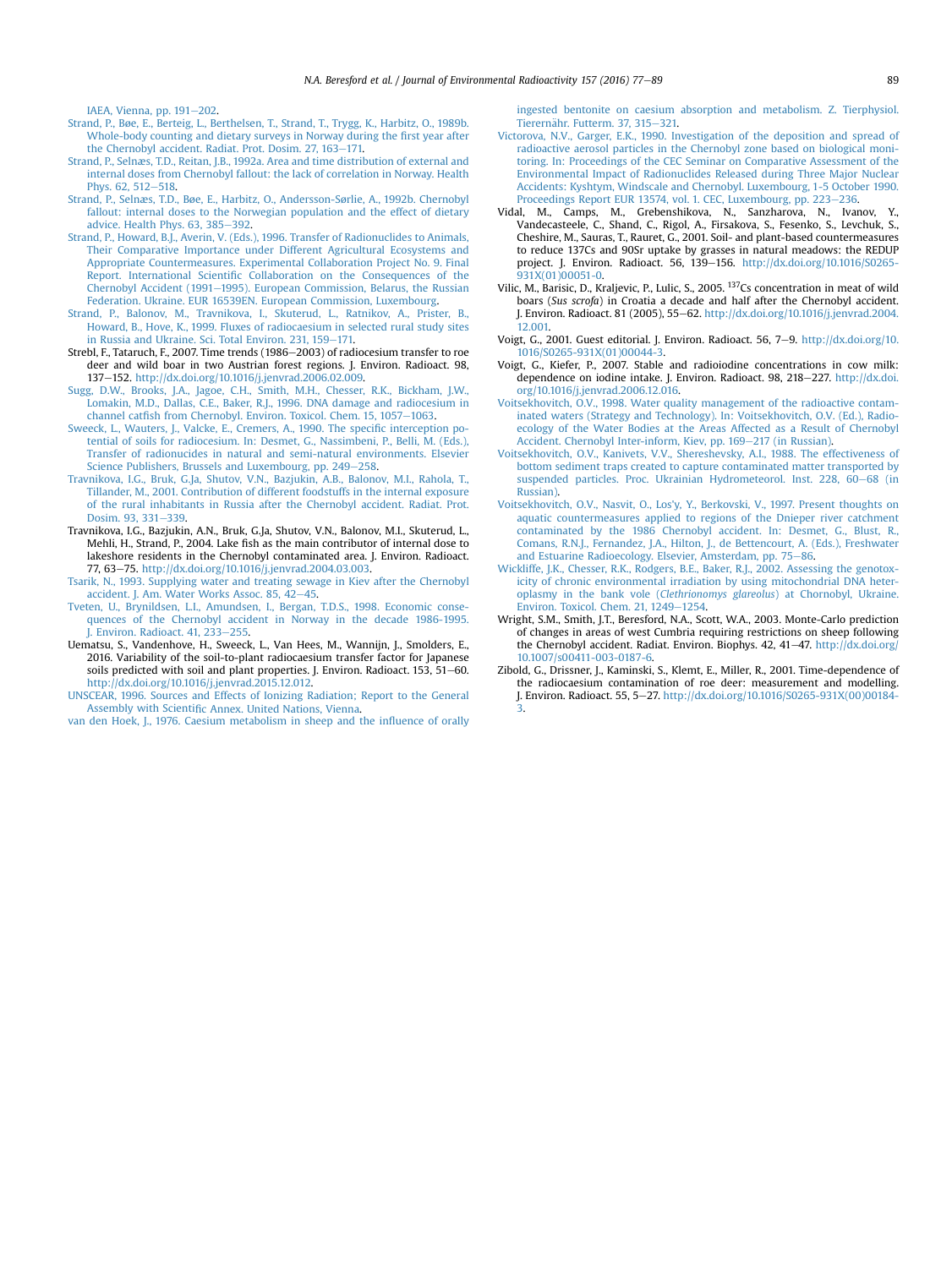IAEA, Vienna, pp. 191–202.

Strand, P., Bøe, E., Berteig, L., Berthelsen, T., Strand, T., Trygg, K., Harbitz, O., 1989b. Whole-body counting and dietary surveys in Norway during the first year after the Chernobyl accident. Radiat. Prot. Dosim. 27, 163–171.

Strand, P., Selnæs, T.D., Reitan, J.B., 1992a. Area and time distribution of external and internal doses from Chernobyl fallout: the lack of correlation in Norway. Health Phys. 62, 512–518.

Strand, P., Selnæs, T.D., Bøe, E., Harbitz, O., Andersson-Sørlie, A., 1992b. Chernobyl fallout: internal doses to the Norwegian population and the effect of dietary advice. Health Phys. 63, 385–392.

Strand, P., Howard, B.J., Averin, V. (Eds.), 1996. Transfer of Radionuclides to Animals, Their Comparative Importance under Different Agricultural Ecosystems and Appropriate Countermeasures. Experimental Collaboration Project No. 9. Final Report. International Scientific Collaboration on the Consequences of the Chernobyl Accident (1991–1995). European Commission, Belarus, the Russian Federation. Ukraine. EUR 16539EN. European Commission, Luxembourg.

Strand, P., Balonov, M., Travnikova, I., Skuterud, L., Ratnikov, A., Prister, B., Howard, B., Hove, K., 1999. Fluxes of radiocaesium in selected rural study sites in Russia and Ukraine. Sci. Total Environ. 231, 159–171.

Strebl, F., Tataruch, F., 2007. Time trends (1986–2003) of radiocesium transfer to roe deer and wild boar in two Austrian forest regions. J. Environ. Radioact. 98, 137–152. http://dx.doi.org/10.1016/j.jenvrad.2006.02.009.

Sugg, D.W., Brooks, J.A., Jagoe, C.H., Smith, M.H., Chesser, R.K., Bickham, J.W., Lomakin, M.D., Dallas, C.E., Baker, R.J., 1996. DNA damage and radiocesium in channel catfish from Chernobyl. Environ. Toxicol. Chem. 15, 1057–1063.

Sweeck, L., Wauters, J., Valcke, E., Cremers, A., 1990. The specific interception potential of soils for radiocesium. In: Desmet, G., Nassimbeni, P., Belli, M. (Eds.), Transfer of radionucides in natural and semi-natural environments. Elsevier Science Publishers, Brussels and Luxembourg, pp. 249–258.

Travnikova, I.G., Bruk, G.Ja, Shutov, V.N., Bazjukin, A.B., Balonov, M.I., Rahola, T., Tillander, M., 2001. Contribution of different foodstuffs in the internal exposure of the rural inhabitants in Russia after the Chernobyl accident. Radiat. Prot. Dosim. 93, 331–339.

Travnikova, I.G., Bazjukin, A.N., Bruk, G.Ja, Shutov, V.N., Balonov, M.I., Skuterud, L., Mehli, H., Strand, P., 2004. Lake fish as the main contributor of internal dose to lakeshore residents in the Chernobyl contaminated area. J. Environ. Radioact. 77, 63–75. http://dx.doi.org/10.1016/j.jenvrad.2004.03.003.

Tsarik, N., 1993. Supplying water and treating sewage in Kiev after the Chernobyl accident. J. Am. Water Works Assoc. 85, 42–45.

Tveten, U., Brynildsen, L.I., Amundsen, I., Bergan, T.D.S., 1998. Economic consequences of the Chernobyl accident in Norway in the decade 1986-1995. J. Environ. Radioact. 41, 233–255.

Uematsu, S., Vandenhove, H., Sweeck, L., Van Hees, M., Wannijn, J., Smolders, E., 2016. Variability of the soil-to-plant radiocaesium transfer factor for Japanese soils predicted with soil and plant properties. J. Environ. Radioact. 153, 51–60. http://dx.doi.org/10.1016/j.jenvrad.2015.12.012.

UNSCEAR, 1996. Sources and Effects of Ionizing Radiation; Report to the General Assembly with Scientific Annex. United Nations, Vienna.

van den Hoek, J., 1976. Caesium metabolism in sheep and the influence of orally ingested bentonite on caesium absorption and metabolism. Z. Tierphysiol. Tierernähr. Futterm. 37, 315–321.

Victorova, N.V., Garger, E.K., 1990. Investigation of the deposition and spread of radioactive aerosol particles in the Chernobyl zone based on biological monitoring. In: Proceedings of the CEC Seminar on Comparative Assessment of the Environmental Impact of Radionuclides Released during Three Major Nuclear Accidents: Kyshtym, Windscale and Chernobyl. Luxembourg, 1-5 October 1990. Proceedings Report EUR 13574, vol. 1. CEC, Luxembourg, pp. 223–236.

Vidal, M., Camps, M., Grebenshikova, N., Sanzharova, N., Ivanov, Y., Vandecasteele, C., Shand, C., Rigol, A., Firsakova, S., Fesenko, S., Levchuk, S., Cheshire, M., Sauras, T., Rauret, G., 2001. Soil- and plant-based countermeasures to reduce 137Cs and 90Sr uptake by grasses in natural meadows: the REDUP project. J. Environ. Radioact. 56, 139–156. http://dx.doi.org/10.1016/S0265-931X(01)00051-0.

Vilic, M., Barisic, D., Kraljevic, P., Lulic, S., 2005. $^{137}$Cs concentration in meat of wild boars (*Sus scrofa*) in Croatia a decade and half after the Chernobyl accident. J. Environ. Radioact. 81 (2005), 55–62. http://dx.doi.org/10.1016/j.jenvrad.2004.12.001.

Voigt, G., 2001. Guest editorial. J. Environ. Radioact. 56, 7–9. http://dx.doi.org/10.1016/S0265-931X(01)00044-3.

Voigt, G., Kiefer, P., 2007. Stable and radioiodine concentrations in cow milk: dependence on iodine intake. J. Environ. Radioact. 98, 218–227. http://dx.doi.org/10.1016/j.jenvrad.2006.12.016.

Voitsekhovitch, O.V., 1998. Water quality management of the radioactive contaminated waters (Strategy and Technology). In: Voitsekhovitch, O.V. (Ed.), Radioecology of the Water Bodies at the Areas Affected as a Result of Chernobyl Accident. Chernobyl Inter-inform, Kiev, pp. 169–217 (in Russian).

Voitsekhovitch, O.V., Kanivets, V.V., Shereshevsky, A.I., 1988. The effectiveness of bottom sediment traps created to capture contaminated matter transported by suspended particles. Proc. Ukrainian Hydrometeorol. Inst. 228, 60–68 (in Russian).

Voitsekhovitch, O.V., Nasvit, O., Los'y, Y., Berkovski, V., 1997. Present thoughts on aquatic countermeasures applied to regions of the Dnieper river catchment contaminated by the 1986 Chernobyl accident. In: Desmet, G., Blust, R., Comans, R.N.J., Fernandez, J.A., Hilton, J., de Bettencourt, A. (Eds.), Freshwater and Estuarine Radioecology. Elsevier, Amsterdam, pp. 75–86.

Wickliffe, J.K., Chesser, R.K., Rodgers, B.E., Baker, R.J., 2002. Assessing the genotoxicity of chronic environmental irradiation by using mitochondrial DNA heteroplasmy in the bank vole (*Clethrionomys glareolus*) at Chornobyl, Ukraine. Environ. Toxicol. Chem. 21, 1249–1254.

Wright, S.M., Smith, J.T., Beresford, N.A., Scott, W.A., 2003. Monte-Carlo prediction of changes in areas of west Cumbria requiring restrictions on sheep following the Chernobyl accident. Radiat. Environ. Biophys. 42, 41–47. http://dx.doi.org/10.1007/s00411-003-0187-6.

Zibold, G., Drissner, J., Kaminski, S., Klemt, E., Miller, R., 2001. Time-dependence of the radiocaesium contamination of roe deer: measurement and modelling. J. Environ. Radioact. 55, 5–27. http://dx.doi.org/10.1016/S0265-931X(00)00184-3.